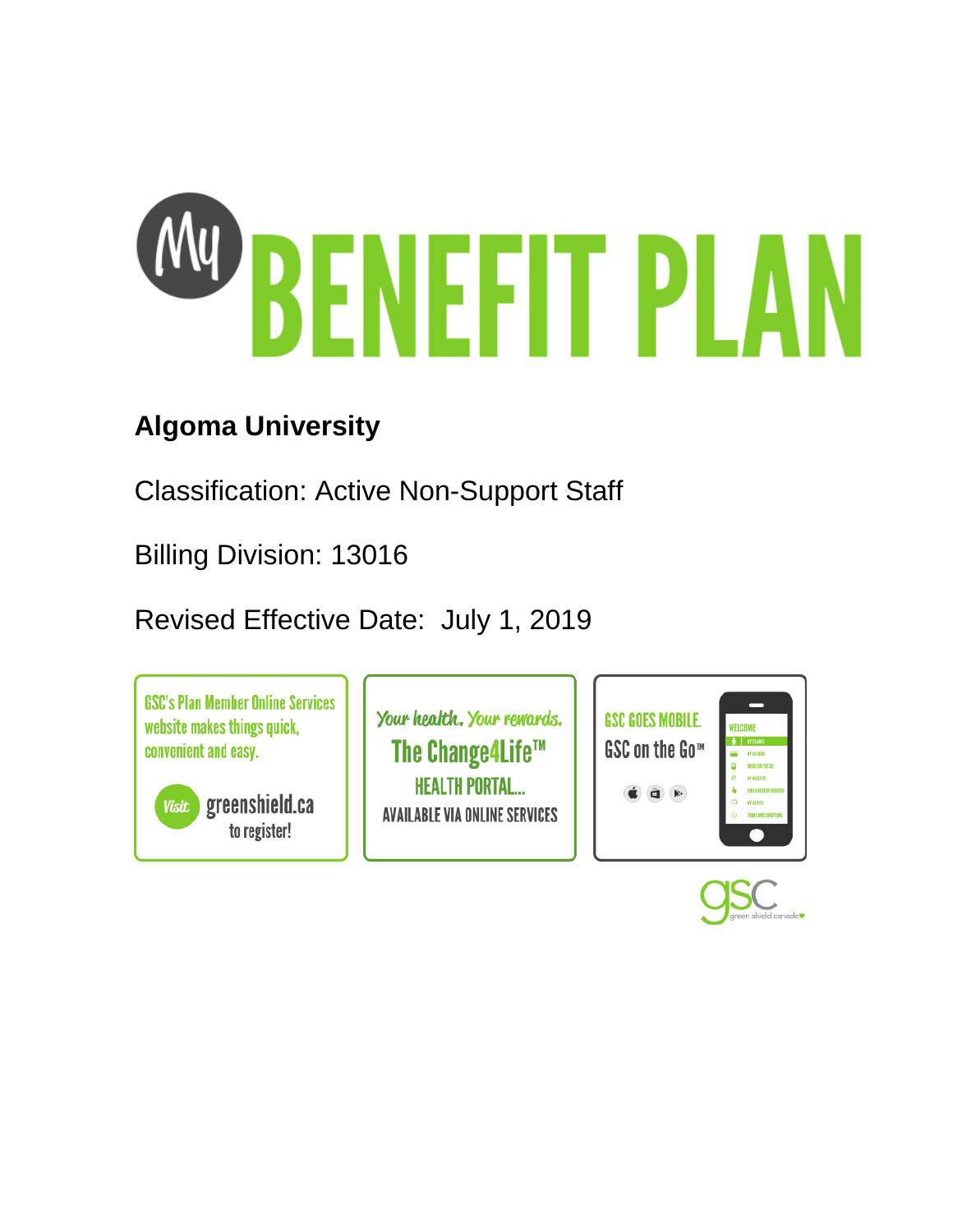# My BENEFIT PLAN

**Algoma University**

Classification: Active Non-Support Staff

Billing Division: 13016

Revised Effective Date: July 1, 2019

GSC's Plan Member Online Services website makes things quick, convenient and easy.

Visit greenshield.ca to register!

Your health. Your rewards.
The Change4Life™
HEALTH PORTAL...
AVAILABLE VIA ONLINE SERVICES

GSC GOES MOBILE.
GSC on the Go™

gsc green shield canada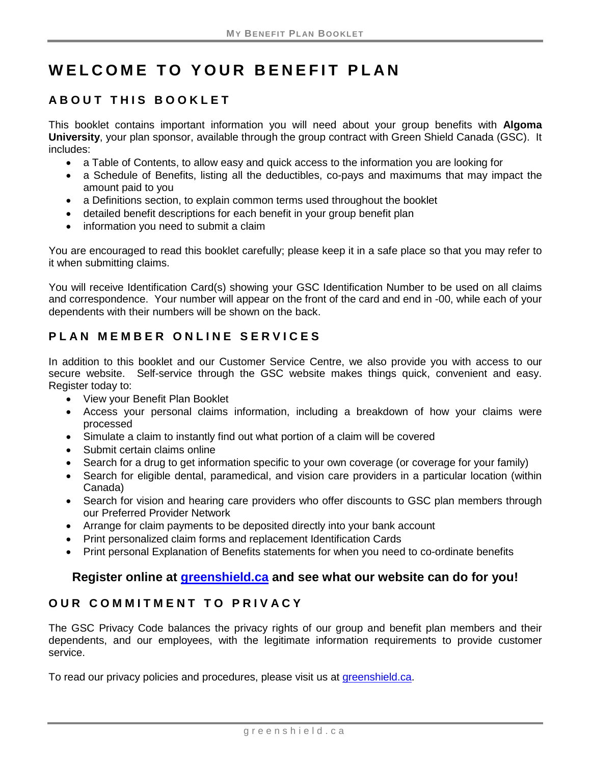# WELCOME TO YOUR BENEFIT PLAN

## ABOUT THIS BOOKLET

This booklet contains important information you will need about your group benefits with **Algoma University**, your plan sponsor, available through the group contract with Green Shield Canada (GSC). It includes:

- a Table of Contents, to allow easy and quick access to the information you are looking for
- a Schedule of Benefits, listing all the deductibles, co-pays and maximums that may impact the amount paid to you
- a Definitions section, to explain common terms used throughout the booklet
- detailed benefit descriptions for each benefit in your group benefit plan
- information you need to submit a claim

You are encouraged to read this booklet carefully; please keep it in a safe place so that you may refer to it when submitting claims.

You will receive Identification Card(s) showing your GSC Identification Number to be used on all claims and correspondence. Your number will appear on the front of the card and end in -00, while each of your dependents with their numbers will be shown on the back.

## PLAN MEMBER ONLINE SERVICES

In addition to this booklet and our Customer Service Centre, we also provide you with access to our secure website. Self-service through the GSC website makes things quick, convenient and easy. Register today to:

- View your Benefit Plan Booklet
- Access your personal claims information, including a breakdown of how your claims were processed
- Simulate a claim to instantly find out what portion of a claim will be covered
- Submit certain claims online
- Search for a drug to get information specific to your own coverage (or coverage for your family)
- Search for eligible dental, paramedical, and vision care providers in a particular location (within Canada)
- Search for vision and hearing care providers who offer discounts to GSC plan members through our Preferred Provider Network
- Arrange for claim payments to be deposited directly into your bank account
- Print personalized claim forms and replacement Identification Cards
- Print personal Explanation of Benefits statements for when you need to co-ordinate benefits

**Register online at [greenshield.ca](https://greenshield.ca) and see what our website can do for you!**

## OUR COMMITMENT TO PRIVACY

The GSC Privacy Code balances the privacy rights of our group and benefit plan members and their dependents, and our employees, with the legitimate information requirements to provide customer service.

To read our privacy policies and procedures, please visit us at [greenshield.ca](https://greenshield.ca).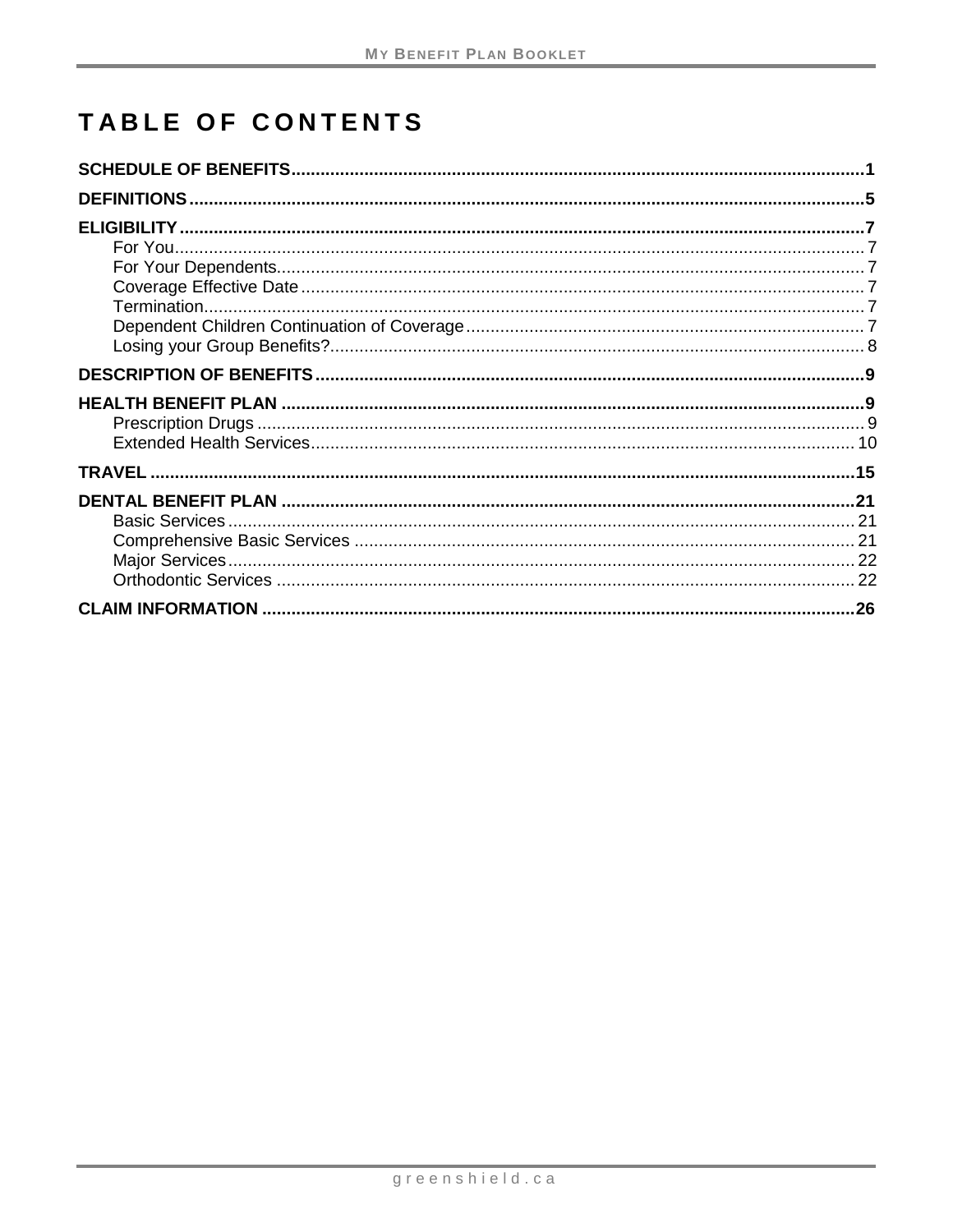# TABLE OF CONTENTS

**SCHEDULE OF BENEFITS**....................................................................................................................1

**DEFINITIONS**..........................................................................................................................................5

**ELIGIBILITY**...........................................................................................................................................7

- For You............................................................................................................................................7
- For Your Dependents........................................................................................................................7
- Coverage Effective Date...................................................................................................................7
- Termination.......................................................................................................................................7
- Dependent Children Continuation of Coverage.................................................................................7
- Losing your Group Benefits?.............................................................................................................8

**DESCRIPTION OF BENEFITS**...............................................................................................................9

**HEALTH BENEFIT PLAN**.....................................................................................................................9

- Prescription Drugs............................................................................................................................9
- Extended Health Services...............................................................................................................10

**TRAVEL**...............................................................................................................................................15

**DENTAL BENEFIT PLAN**....................................................................................................................21

- Basic Services.................................................................................................................................21
- Comprehensive Basic Services......................................................................................................21
- Major Services.................................................................................................................................22
- Orthodontic Services.......................................................................................................................22

**CLAIM INFORMATION**........................................................................................................................26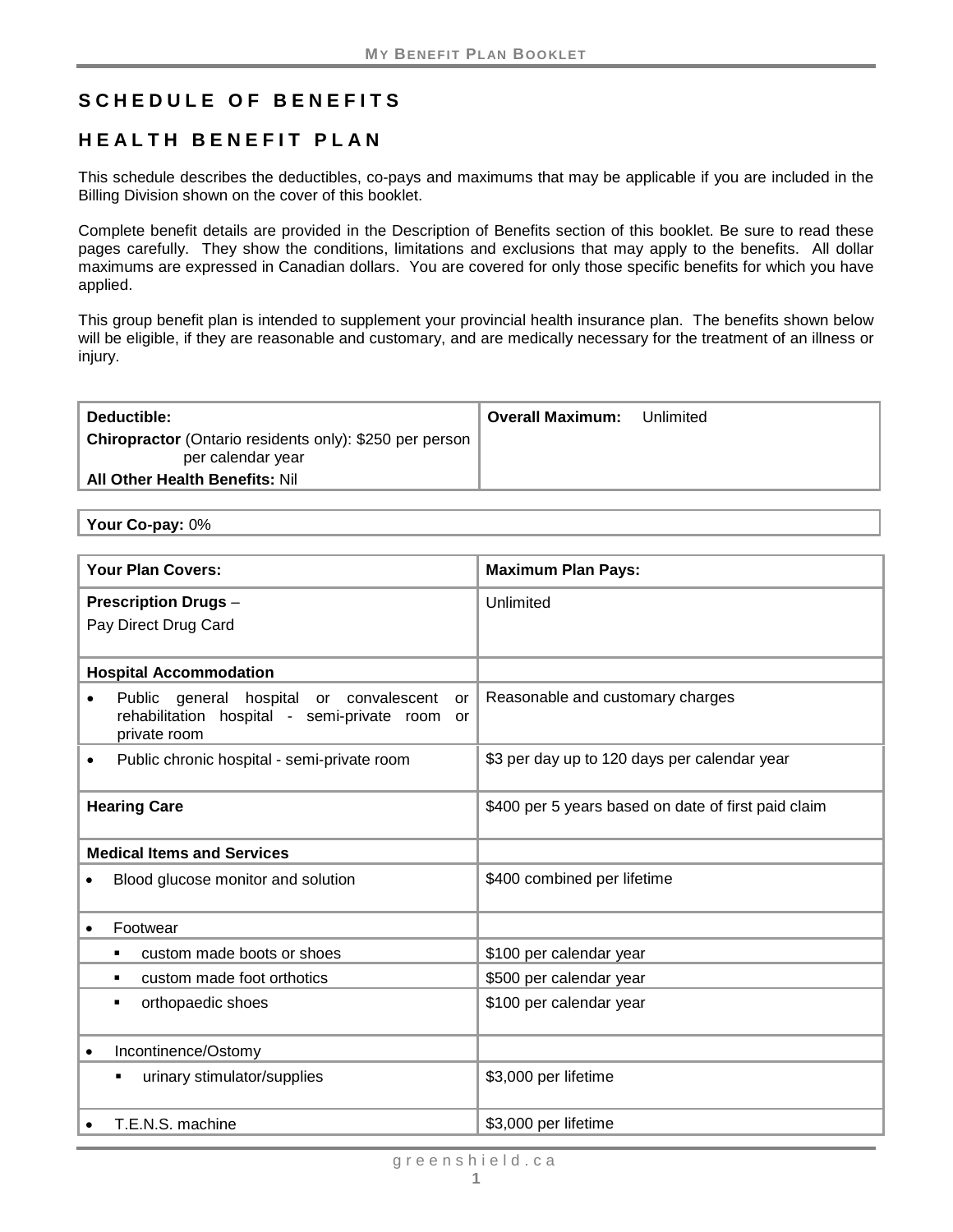## SCHEDULE OF BENEFITS

## HEALTH BENEFIT PLAN

This schedule describes the deductibles, co-pays and maximums that may be applicable if you are included in the Billing Division shown on the cover of this booklet.

Complete benefit details are provided in the Description of Benefits section of this booklet. Be sure to read these pages carefully. They show the conditions, limitations and exclusions that may apply to the benefits. All dollar maximums are expressed in Canadian dollars. You are covered for only those specific benefits for which you have applied.

This group benefit plan is intended to supplement your provincial health insurance plan. The benefits shown below will be eligible, if they are reasonable and customary, and are medically necessary for the treatment of an illness or injury.

| **Deductible:** | **Overall Maximum:** Unlimited |
|---|---|
| **Chiropractor** (Ontario residents only): $250 per person per calendar year | |
| **All Other Health Benefits:** Nil | |

**Your Co-pay:** 0%

| **Your Plan Covers:** | **Maximum Plan Pays:** |
|---|---|
| **Prescription Drugs** – Pay Direct Drug Card | Unlimited |
| **Hospital Accommodation** | |
| • Public general hospital or convalescent or rehabilitation hospital - semi-private room or private room | Reasonable and customary charges |
| • Public chronic hospital - semi-private room | $3 per day up to 120 days per calendar year |
| **Hearing Care** | $400 per 5 years based on date of first paid claim |
| **Medical Items and Services** | |
| • Blood glucose monitor and solution | $400 combined per lifetime |
| • Footwear | |
| ▪ custom made boots or shoes | $100 per calendar year |
| ▪ custom made foot orthotics | $500 per calendar year |
| ▪ orthopaedic shoes | $100 per calendar year |
| • Incontinence/Ostomy | |
| ▪ urinary stimulator/supplies | $3,000 per lifetime |
| • T.E.N.S. machine | $3,000 per lifetime |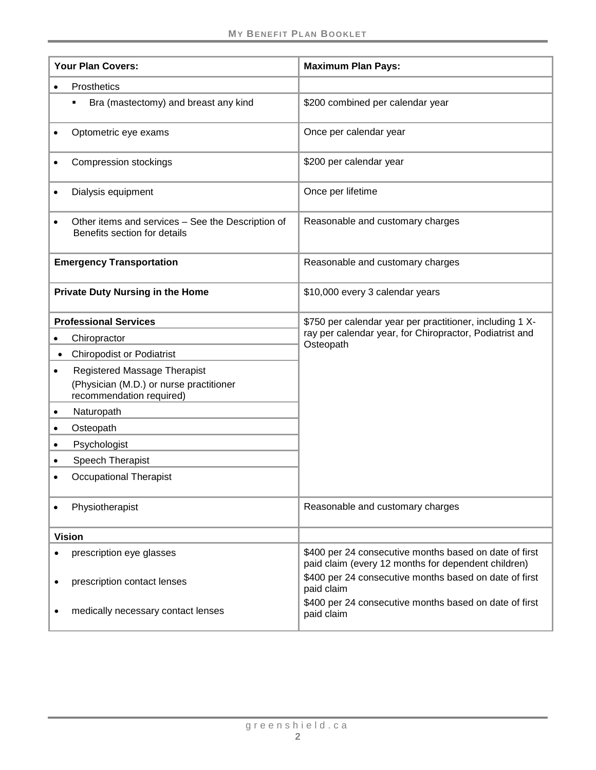| Your Plan Covers: | Maximum Plan Pays: |
|---|---|
| • Prosthetics | |
| ▪ Bra (mastectomy) and breast any kind | $200 combined per calendar year |
| • Optometric eye exams | Once per calendar year |
| • Compression stockings | $200 per calendar year |
| • Dialysis equipment | Once per lifetime |
| • Other items and services – See the Description of Benefits section for details | Reasonable and customary charges |
| **Emergency Transportation** | Reasonable and customary charges |
| **Private Duty Nursing in the Home** | $10,000 every 3 calendar years |
| **Professional Services** | $750 per calendar year per practitioner, including 1 X-ray per calendar year, for Chiropractor, Podiatrist and Osteopath |
| • Chiropractor | |
| • Chiropodist or Podiatrist | |
| • Registered Massage Therapist (Physician (M.D.) or nurse practitioner recommendation required) | |
| • Naturopath | |
| • Osteopath | |
| • Psychologist | |
| • Speech Therapist | |
| • Occupational Therapist | |
| • Physiotherapist | Reasonable and customary charges |
| **Vision** | |
| • prescription eye glasses | $400 per 24 consecutive months based on date of first paid claim (every 12 months for dependent children) |
| • prescription contact lenses | $400 per 24 consecutive months based on date of first paid claim |
| • medically necessary contact lenses | $400 per 24 consecutive months based on date of first paid claim |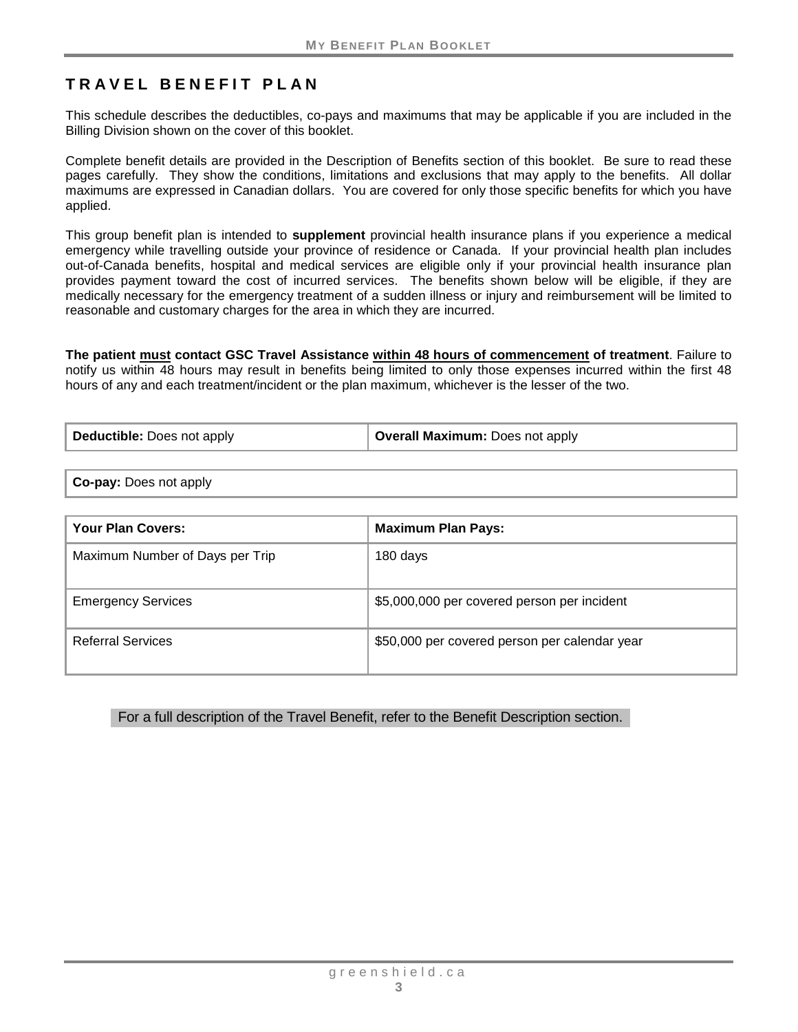## TRAVEL BENEFIT PLAN

This schedule describes the deductibles, co-pays and maximums that may be applicable if you are included in the Billing Division shown on the cover of this booklet.

Complete benefit details are provided in the Description of Benefits section of this booklet. Be sure to read these pages carefully. They show the conditions, limitations and exclusions that may apply to the benefits. All dollar maximums are expressed in Canadian dollars. You are covered for only those specific benefits for which you have applied.

This group benefit plan is intended to **supplement** provincial health insurance plans if you experience a medical emergency while travelling outside your province of residence or Canada. If your provincial health plan includes out-of-Canada benefits, hospital and medical services are eligible only if your provincial health insurance plan provides payment toward the cost of incurred services. The benefits shown below will be eligible, if they are medically necessary for the emergency treatment of a sudden illness or injury and reimbursement will be limited to reasonable and customary charges for the area in which they are incurred.

**The patient must contact GSC Travel Assistance within 48 hours of commencement of treatment**. Failure to notify us within 48 hours may result in benefits being limited to only those expenses incurred within the first 48 hours of any and each treatment/incident or the plan maximum, whichever is the lesser of the two.

| **Deductible:** Does not apply | **Overall Maximum:** Does not apply |
|---|---|

| **Co-pay:** Does not apply |
|---|

| **Your Plan Covers:** | **Maximum Plan Pays:** |
|---|---|
| Maximum Number of Days per Trip | 180 days |
| Emergency Services | $5,000,000 per covered person per incident |
| Referral Services | $50,000 per covered person per calendar year |

For a full description of the Travel Benefit, refer to the Benefit Description section.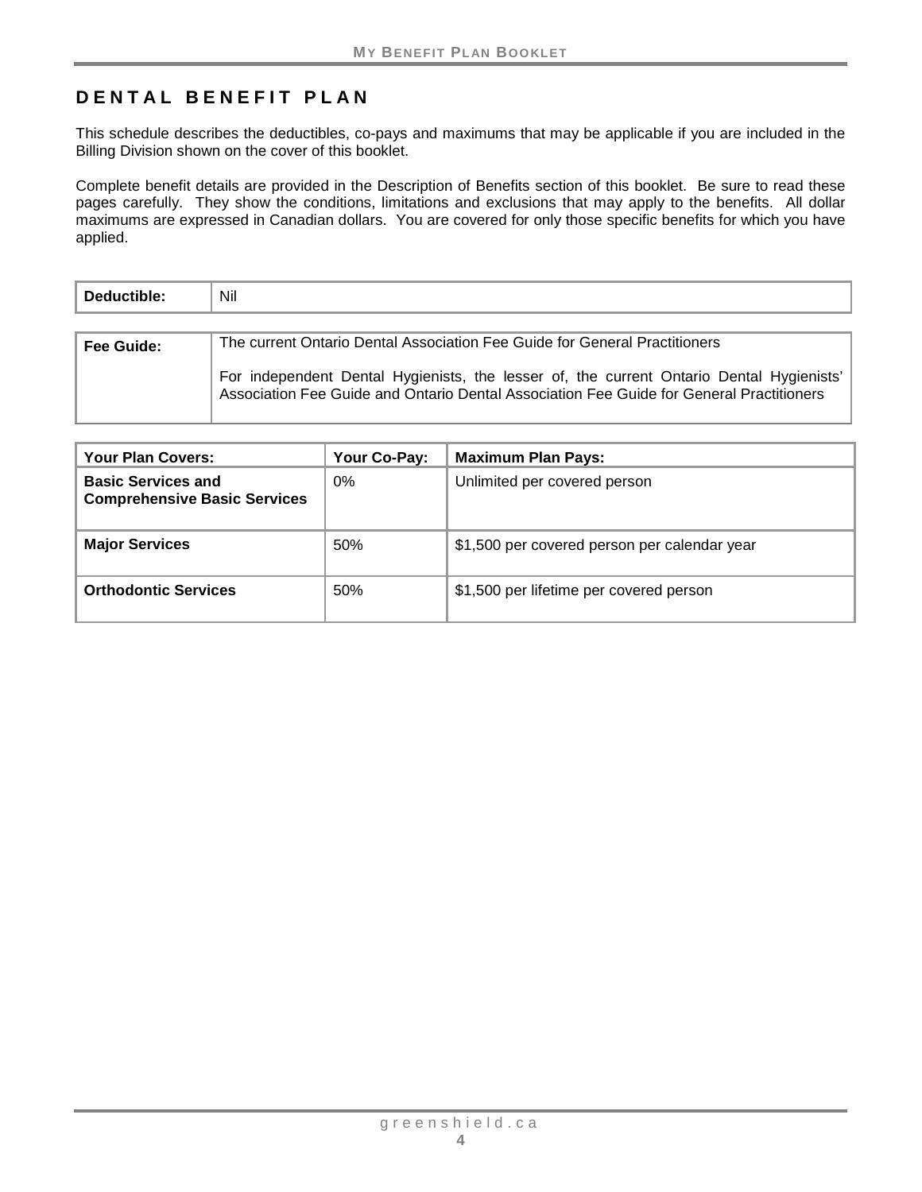# DENTAL BENEFIT PLAN

This schedule describes the deductibles, co-pays and maximums that may be applicable if you are included in the Billing Division shown on the cover of this booklet.

Complete benefit details are provided in the Description of Benefits section of this booklet. Be sure to read these pages carefully. They show the conditions, limitations and exclusions that may apply to the benefits. All dollar maximums are expressed in Canadian dollars. You are covered for only those specific benefits for which you have applied.

| **Deductible:** | Nil |
|---|---|

| **Fee Guide:** | The current Ontario Dental Association Fee Guide for General Practitioners<br><br>For independent Dental Hygienists, the lesser of, the current Ontario Dental Hygienists' Association Fee Guide and Ontario Dental Association Fee Guide for General Practitioners |
|---|---|

| **Your Plan Covers:** | **Your Co-Pay:** | **Maximum Plan Pays:** |
|---|---|---|
| **Basic Services and Comprehensive Basic Services** | 0% | Unlimited per covered person |
| **Major Services** | 50% | $1,500 per covered person per calendar year |
| **Orthodontic Services** | 50% | $1,500 per lifetime per covered person |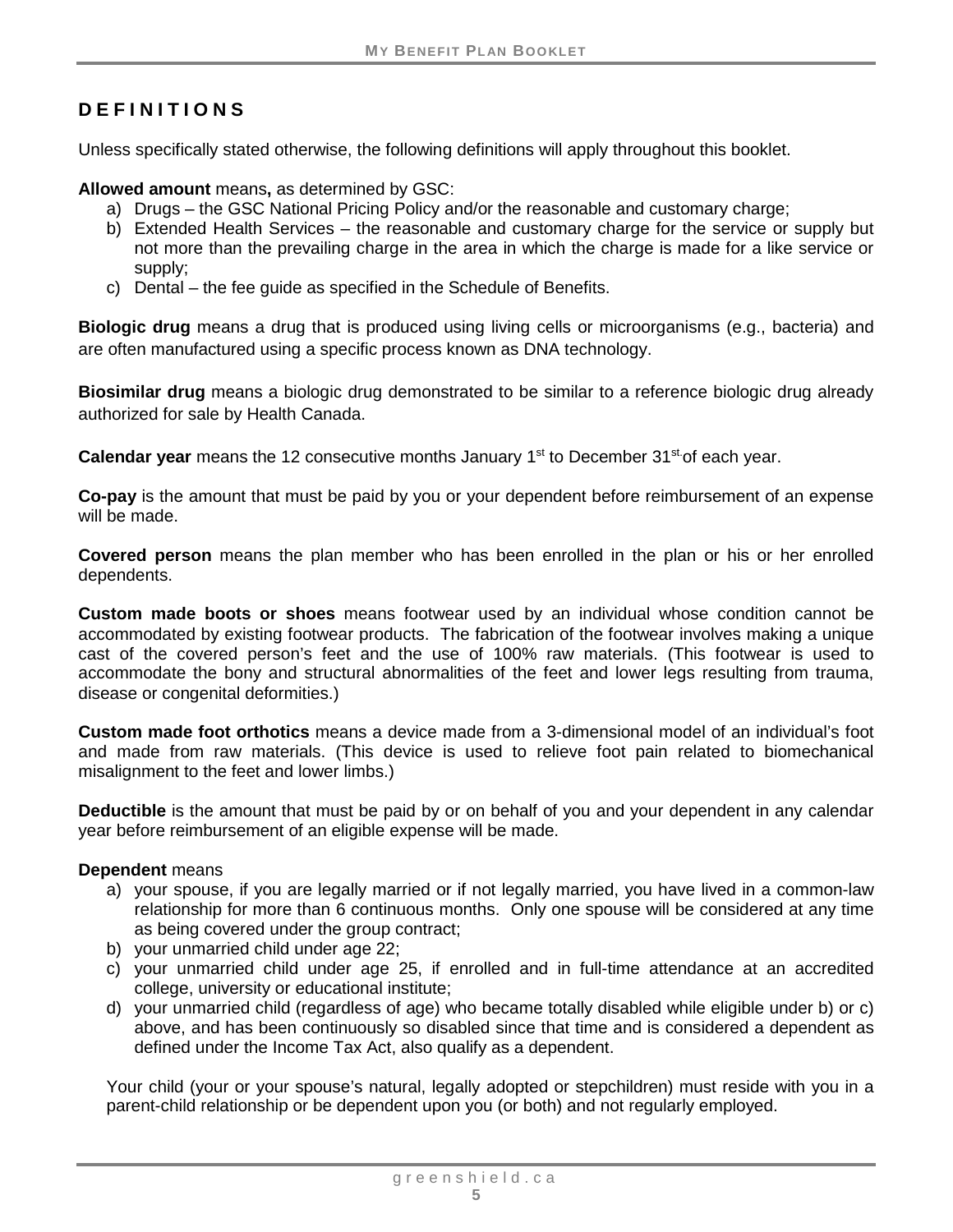## DEFINITIONS

Unless specifically stated otherwise, the following definitions will apply throughout this booklet.

**Allowed amount** means**,** as determined by GSC:

a) Drugs – the GSC National Pricing Policy and/or the reasonable and customary charge;
b) Extended Health Services – the reasonable and customary charge for the service or supply but not more than the prevailing charge in the area in which the charge is made for a like service or supply;
c) Dental – the fee guide as specified in the Schedule of Benefits.

**Biologic drug** means a drug that is produced using living cells or microorganisms (e.g., bacteria) and are often manufactured using a specific process known as DNA technology.

**Biosimilar drug** means a biologic drug demonstrated to be similar to a reference biologic drug already authorized for sale by Health Canada.

**Calendar year** means the 12 consecutive months January 1st to December 31st of each year.

**Co-pay** is the amount that must be paid by you or your dependent before reimbursement of an expense will be made.

**Covered person** means the plan member who has been enrolled in the plan or his or her enrolled dependents.

**Custom made boots or shoes** means footwear used by an individual whose condition cannot be accommodated by existing footwear products. The fabrication of the footwear involves making a unique cast of the covered person's feet and the use of 100% raw materials. (This footwear is used to accommodate the bony and structural abnormalities of the feet and lower legs resulting from trauma, disease or congenital deformities.)

**Custom made foot orthotics** means a device made from a 3-dimensional model of an individual's foot and made from raw materials. (This device is used to relieve foot pain related to biomechanical misalignment to the feet and lower limbs.)

**Deductible** is the amount that must be paid by or on behalf of you and your dependent in any calendar year before reimbursement of an eligible expense will be made.

**Dependent** means

a) your spouse, if you are legally married or if not legally married, you have lived in a common-law relationship for more than 6 continuous months. Only one spouse will be considered at any time as being covered under the group contract;
b) your unmarried child under age 22;
c) your unmarried child under age 25, if enrolled and in full-time attendance at an accredited college, university or educational institute;
d) your unmarried child (regardless of age) who became totally disabled while eligible under b) or c) above, and has been continuously so disabled since that time and is considered a dependent as defined under the Income Tax Act, also qualify as a dependent.

Your child (your or your spouse's natural, legally adopted or stepchildren) must reside with you in a parent-child relationship or be dependent upon you (or both) and not regularly employed.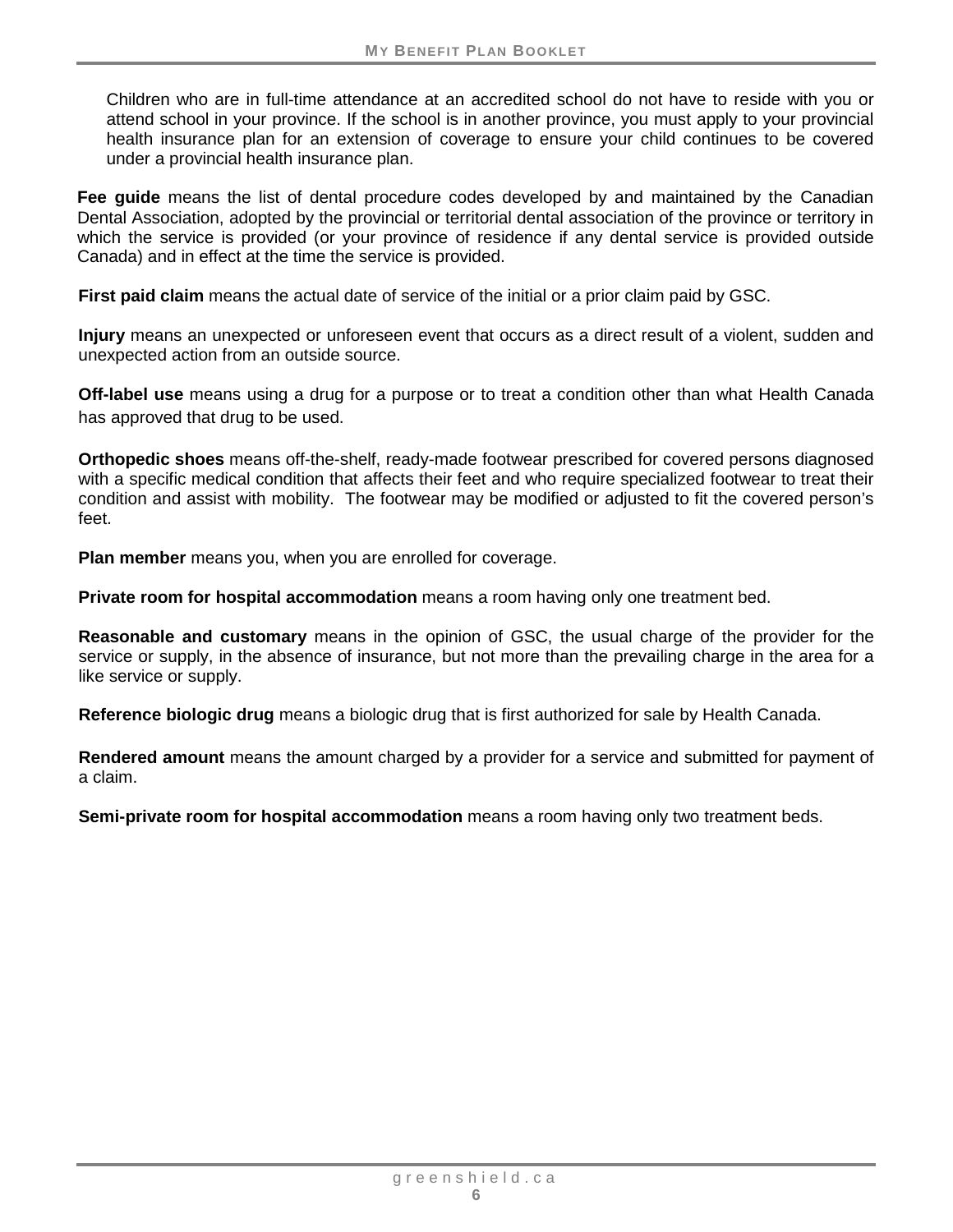Children who are in full-time attendance at an accredited school do not have to reside with you or attend school in your province. If the school is in another province, you must apply to your provincial health insurance plan for an extension of coverage to ensure your child continues to be covered under a provincial health insurance plan.

**Fee guide** means the list of dental procedure codes developed by and maintained by the Canadian Dental Association, adopted by the provincial or territorial dental association of the province or territory in which the service is provided (or your province of residence if any dental service is provided outside Canada) and in effect at the time the service is provided.

**First paid claim** means the actual date of service of the initial or a prior claim paid by GSC.

**Injury** means an unexpected or unforeseen event that occurs as a direct result of a violent, sudden and unexpected action from an outside source.

**Off-label use** means using a drug for a purpose or to treat a condition other than what Health Canada has approved that drug to be used.

**Orthopedic shoes** means off-the-shelf, ready-made footwear prescribed for covered persons diagnosed with a specific medical condition that affects their feet and who require specialized footwear to treat their condition and assist with mobility. The footwear may be modified or adjusted to fit the covered person's feet.

**Plan member** means you, when you are enrolled for coverage.

**Private room for hospital accommodation** means a room having only one treatment bed.

**Reasonable and customary** means in the opinion of GSC, the usual charge of the provider for the service or supply, in the absence of insurance, but not more than the prevailing charge in the area for a like service or supply.

**Reference biologic drug** means a biologic drug that is first authorized for sale by Health Canada.

**Rendered amount** means the amount charged by a provider for a service and submitted for payment of a claim.

**Semi-private room for hospital accommodation** means a room having only two treatment beds.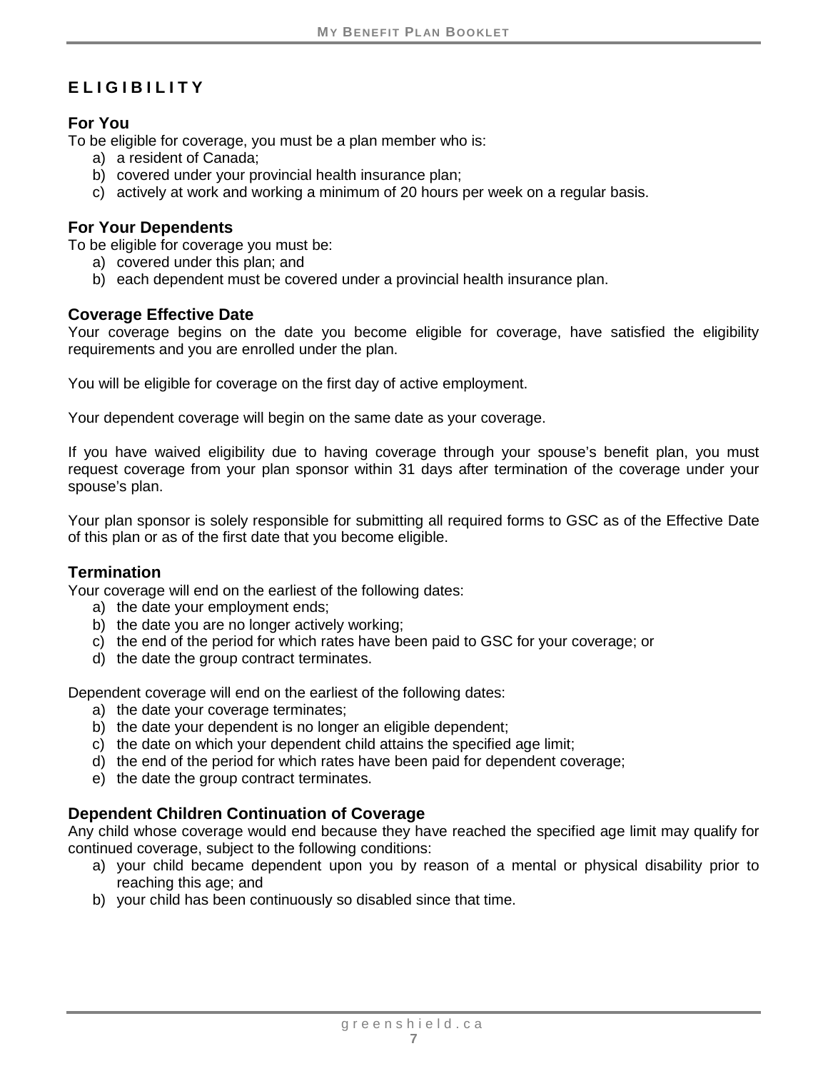# ELIGIBILITY

## For You

To be eligible for coverage, you must be a plan member who is:

a) a resident of Canada;
b) covered under your provincial health insurance plan;
c) actively at work and working a minimum of 20 hours per week on a regular basis.

## For Your Dependents

To be eligible for coverage you must be:

a) covered under this plan; and
b) each dependent must be covered under a provincial health insurance plan.

## Coverage Effective Date

Your coverage begins on the date you become eligible for coverage, have satisfied the eligibility requirements and you are enrolled under the plan.

You will be eligible for coverage on the first day of active employment.

Your dependent coverage will begin on the same date as your coverage.

If you have waived eligibility due to having coverage through your spouse's benefit plan, you must request coverage from your plan sponsor within 31 days after termination of the coverage under your spouse's plan.

Your plan sponsor is solely responsible for submitting all required forms to GSC as of the Effective Date of this plan or as of the first date that you become eligible.

## Termination

Your coverage will end on the earliest of the following dates:

a) the date your employment ends;
b) the date you are no longer actively working;
c) the end of the period for which rates have been paid to GSC for your coverage; or
d) the date the group contract terminates.

Dependent coverage will end on the earliest of the following dates:

a) the date your coverage terminates;
b) the date your dependent is no longer an eligible dependent;
c) the date on which your dependent child attains the specified age limit;
d) the end of the period for which rates have been paid for dependent coverage;
e) the date the group contract terminates.

## Dependent Children Continuation of Coverage

Any child whose coverage would end because they have reached the specified age limit may qualify for continued coverage, subject to the following conditions:

a) your child became dependent upon you by reason of a mental or physical disability prior to reaching this age; and
b) your child has been continuously so disabled since that time.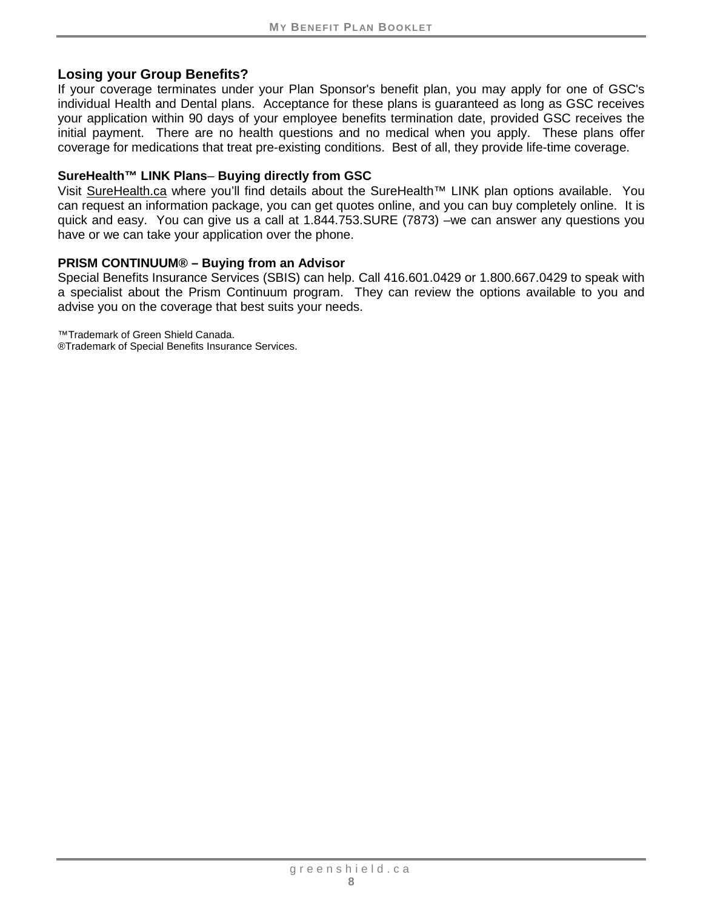## Losing your Group Benefits?

If your coverage terminates under your Plan Sponsor's benefit plan, you may apply for one of GSC's individual Health and Dental plans. Acceptance for these plans is guaranteed as long as GSC receives your application within 90 days of your employee benefits termination date, provided GSC receives the initial payment. There are no health questions and no medical when you apply. These plans offer coverage for medications that treat pre-existing conditions. Best of all, they provide life-time coverage.

### SureHealth™ LINK Plans– Buying directly from GSC

Visit SureHealth.ca where you'll find details about the SureHealth™ LINK plan options available. You can request an information package, you can get quotes online, and you can buy completely online. It is quick and easy. You can give us a call at 1.844.753.SURE (7873) –we can answer any questions you have or we can take your application over the phone.

### PRISM CONTINUUM® – Buying from an Advisor

Special Benefits Insurance Services (SBIS) can help. Call 416.601.0429 or 1.800.667.0429 to speak with a specialist about the Prism Continuum program. They can review the options available to you and advise you on the coverage that best suits your needs.

™Trademark of Green Shield Canada.
®Trademark of Special Benefits Insurance Services.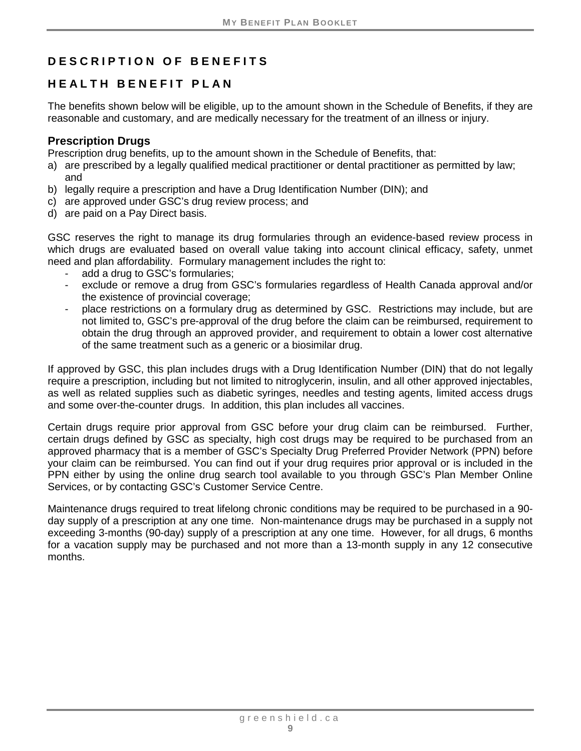# DESCRIPTION OF BENEFITS

## HEALTH BENEFIT PLAN

The benefits shown below will be eligible, up to the amount shown in the Schedule of Benefits, if they are reasonable and customary, and are medically necessary for the treatment of an illness or injury.

### Prescription Drugs

Prescription drug benefits, up to the amount shown in the Schedule of Benefits, that:

a) are prescribed by a legally qualified medical practitioner or dental practitioner as permitted by law; and
b) legally require a prescription and have a Drug Identification Number (DIN); and
c) are approved under GSC's drug review process; and
d) are paid on a Pay Direct basis.

GSC reserves the right to manage its drug formularies through an evidence-based review process in which drugs are evaluated based on overall value taking into account clinical efficacy, safety, unmet need and plan affordability. Formulary management includes the right to:

- add a drug to GSC's formularies;
- exclude or remove a drug from GSC's formularies regardless of Health Canada approval and/or the existence of provincial coverage;
- place restrictions on a formulary drug as determined by GSC. Restrictions may include, but are not limited to, GSC's pre-approval of the drug before the claim can be reimbursed, requirement to obtain the drug through an approved provider, and requirement to obtain a lower cost alternative of the same treatment such as a generic or a biosimilar drug.

If approved by GSC, this plan includes drugs with a Drug Identification Number (DIN) that do not legally require a prescription, including but not limited to nitroglycerin, insulin, and all other approved injectables, as well as related supplies such as diabetic syringes, needles and testing agents, limited access drugs and some over-the-counter drugs. In addition, this plan includes all vaccines.

Certain drugs require prior approval from GSC before your drug claim can be reimbursed. Further, certain drugs defined by GSC as specialty, high cost drugs may be required to be purchased from an approved pharmacy that is a member of GSC's Specialty Drug Preferred Provider Network (PPN) before your claim can be reimbursed. You can find out if your drug requires prior approval or is included in the PPN either by using the online drug search tool available to you through GSC's Plan Member Online Services, or by contacting GSC's Customer Service Centre.

Maintenance drugs required to treat lifelong chronic conditions may be required to be purchased in a 90-day supply of a prescription at any one time. Non-maintenance drugs may be purchased in a supply not exceeding 3-months (90-day) supply of a prescription at any one time. However, for all drugs, 6 months for a vacation supply may be purchased and not more than a 13-month supply in any 12 consecutive months.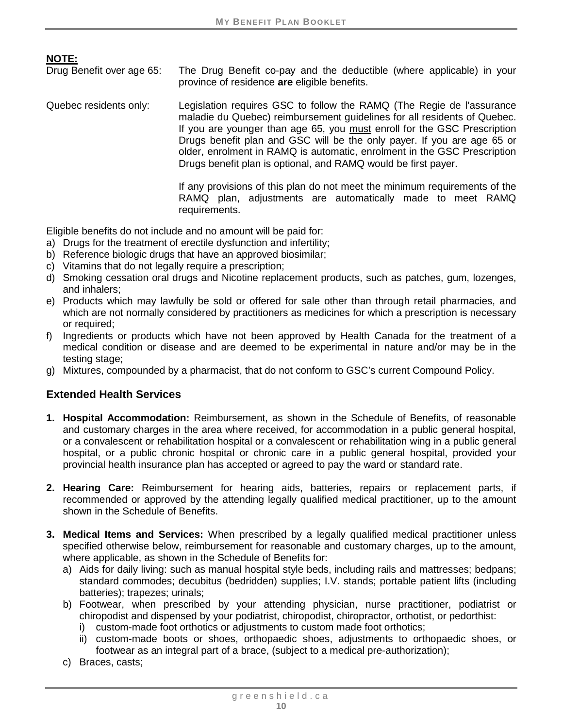**NOTE:**

Drug Benefit over age 65: The Drug Benefit co-pay and the deductible (where applicable) in your province of residence **are** eligible benefits.

Quebec residents only: Legislation requires GSC to follow the RAMQ (The Regie de l'assurance maladie du Quebec) reimbursement guidelines for all residents of Quebec. If you are younger than age 65, you <u>must</u> enroll for the GSC Prescription Drugs benefit plan and GSC will be the only payer. If you are age 65 or older, enrolment in RAMQ is automatic, enrolment in the GSC Prescription Drugs benefit plan is optional, and RAMQ would be first payer.

If any provisions of this plan do not meet the minimum requirements of the RAMQ plan, adjustments are automatically made to meet RAMQ requirements.

Eligible benefits do not include and no amount will be paid for:

a) Drugs for the treatment of erectile dysfunction and infertility;
b) Reference biologic drugs that have an approved biosimilar;
c) Vitamins that do not legally require a prescription;
d) Smoking cessation oral drugs and Nicotine replacement products, such as patches, gum, lozenges, and inhalers;
e) Products which may lawfully be sold or offered for sale other than through retail pharmacies, and which are not normally considered by practitioners as medicines for which a prescription is necessary or required;
f) Ingredients or products which have not been approved by Health Canada for the treatment of a medical condition or disease and are deemed to be experimental in nature and/or may be in the testing stage;
g) Mixtures, compounded by a pharmacist, that do not conform to GSC's current Compound Policy.

## Extended Health Services

1. **Hospital Accommodation:** Reimbursement, as shown in the Schedule of Benefits, of reasonable and customary charges in the area where received, for accommodation in a public general hospital, or a convalescent or rehabilitation hospital or a convalescent or rehabilitation wing in a public general hospital, or a public chronic hospital or chronic care in a public general hospital, provided your provincial health insurance plan has accepted or agreed to pay the ward or standard rate.

2. **Hearing Care:** Reimbursement for hearing aids, batteries, repairs or replacement parts, if recommended or approved by the attending legally qualified medical practitioner, up to the amount shown in the Schedule of Benefits.

3. **Medical Items and Services:** When prescribed by a legally qualified medical practitioner unless specified otherwise below, reimbursement for reasonable and customary charges, up to the amount, where applicable, as shown in the Schedule of Benefits for:
   a) Aids for daily living: such as manual hospital style beds, including rails and mattresses; bedpans; standard commodes; decubitus (bedridden) supplies; I.V. stands; portable patient lifts (including batteries); trapezes; urinals;
   b) Footwear, when prescribed by your attending physician, nurse practitioner, podiatrist or chiropodist and dispensed by your podiatrist, chiropodist, chiropractor, orthotist, or pedorthist:
      i) custom-made foot orthotics or adjustments to custom made foot orthotics;
      ii) custom-made boots or shoes, orthopaedic shoes, adjustments to orthopaedic shoes, or footwear as an integral part of a brace, (subject to a medical pre-authorization);
   c) Braces, casts;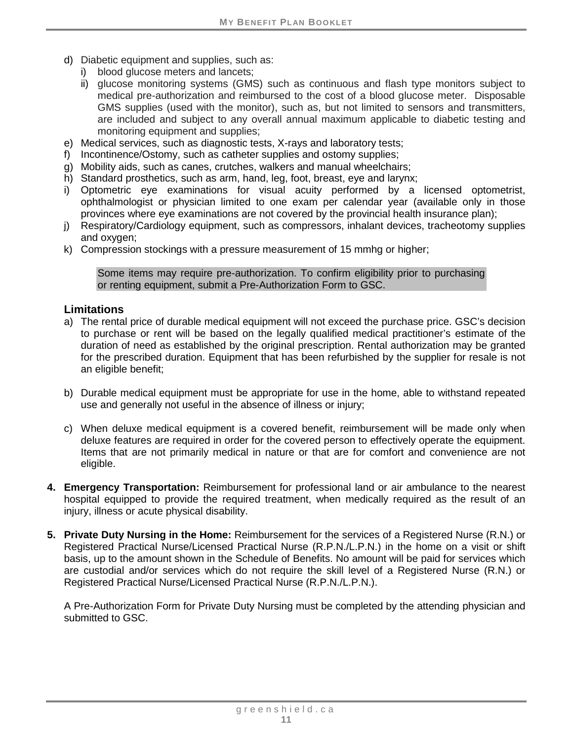d) Diabetic equipment and supplies, such as:
   i) blood glucose meters and lancets;
   ii) glucose monitoring systems (GMS) such as continuous and flash type monitors subject to medical pre-authorization and reimbursed to the cost of a blood glucose meter. Disposable GMS supplies (used with the monitor), such as, but not limited to sensors and transmitters, are included and subject to any overall annual maximum applicable to diabetic testing and monitoring equipment and supplies;
e) Medical services, such as diagnostic tests, X-rays and laboratory tests;
f) Incontinence/Ostomy, such as catheter supplies and ostomy supplies;
g) Mobility aids, such as canes, crutches, walkers and manual wheelchairs;
h) Standard prosthetics, such as arm, hand, leg, foot, breast, eye and larynx;
i) Optometric eye examinations for visual acuity performed by a licensed optometrist, ophthalmologist or physician limited to one exam per calendar year (available only in those provinces where eye examinations are not covered by the provincial health insurance plan);
j) Respiratory/Cardiology equipment, such as compressors, inhalant devices, tracheotomy supplies and oxygen;
k) Compression stockings with a pressure measurement of 15 mmhg or higher;

> Some items may require pre-authorization. To confirm eligibility prior to purchasing or renting equipment, submit a Pre-Authorization Form to GSC.

### Limitations

a) The rental price of durable medical equipment will not exceed the purchase price. GSC's decision to purchase or rent will be based on the legally qualified medical practitioner's estimate of the duration of need as established by the original prescription. Rental authorization may be granted for the prescribed duration. Equipment that has been refurbished by the supplier for resale is not an eligible benefit;

b) Durable medical equipment must be appropriate for use in the home, able to withstand repeated use and generally not useful in the absence of illness or injury;

c) When deluxe medical equipment is a covered benefit, reimbursement will be made only when deluxe features are required in order for the covered person to effectively operate the equipment. Items that are not primarily medical in nature or that are for comfort and convenience are not eligible.

4. **Emergency Transportation:** Reimbursement for professional land or air ambulance to the nearest hospital equipped to provide the required treatment, when medically required as the result of an injury, illness or acute physical disability.

5. **Private Duty Nursing in the Home:** Reimbursement for the services of a Registered Nurse (R.N.) or Registered Practical Nurse/Licensed Practical Nurse (R.P.N./L.P.N.) in the home on a visit or shift basis, up to the amount shown in the Schedule of Benefits. No amount will be paid for services which are custodial and/or services which do not require the skill level of a Registered Nurse (R.N.) or Registered Practical Nurse/Licensed Practical Nurse (R.P.N./L.P.N.).

   A Pre-Authorization Form for Private Duty Nursing must be completed by the attending physician and submitted to GSC.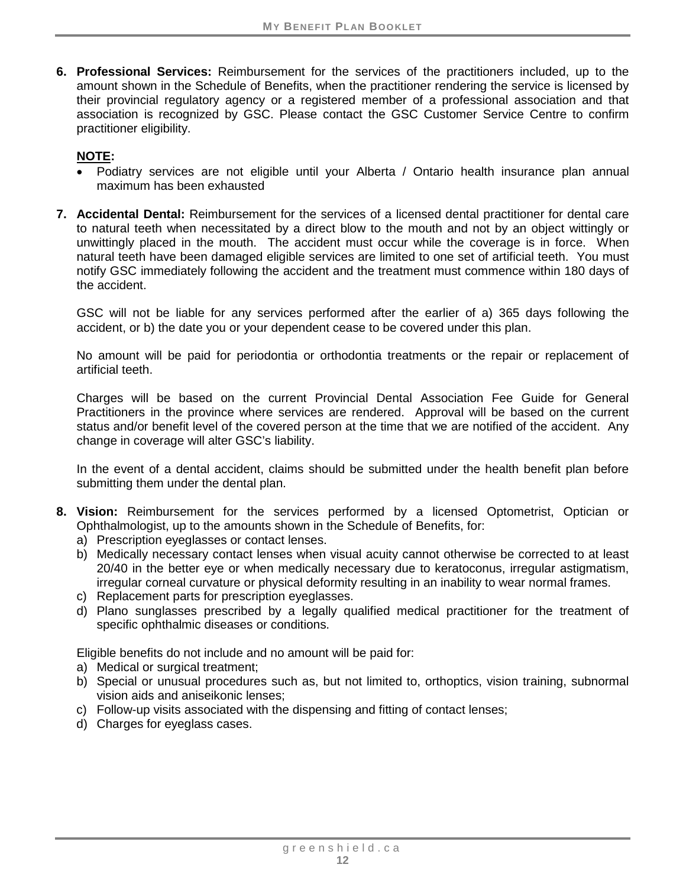6. **Professional Services:** Reimbursement for the services of the practitioners included, up to the amount shown in the Schedule of Benefits, when the practitioner rendering the service is licensed by their provincial regulatory agency or a registered member of a professional association and that association is recognized by GSC. Please contact the GSC Customer Service Centre to confirm practitioner eligibility.

   **NOTE:**

   - Podiatry services are not eligible until your Alberta / Ontario health insurance plan annual maximum has been exhausted

7. **Accidental Dental:** Reimbursement for the services of a licensed dental practitioner for dental care to natural teeth when necessitated by a direct blow to the mouth and not by an object wittingly or unwittingly placed in the mouth. The accident must occur while the coverage is in force. When natural teeth have been damaged eligible services are limited to one set of artificial teeth. You must notify GSC immediately following the accident and the treatment must commence within 180 days of the accident.

   GSC will not be liable for any services performed after the earlier of a) 365 days following the accident, or b) the date you or your dependent cease to be covered under this plan.

   No amount will be paid for periodontia or orthodontia treatments or the repair or replacement of artificial teeth.

   Charges will be based on the current Provincial Dental Association Fee Guide for General Practitioners in the province where services are rendered. Approval will be based on the current status and/or benefit level of the covered person at the time that we are notified of the accident. Any change in coverage will alter GSC's liability.

   In the event of a dental accident, claims should be submitted under the health benefit plan before submitting them under the dental plan.

8. **Vision:** Reimbursement for the services performed by a licensed Optometrist, Optician or Ophthalmologist, up to the amounts shown in the Schedule of Benefits, for:
   a) Prescription eyeglasses or contact lenses.
   b) Medically necessary contact lenses when visual acuity cannot otherwise be corrected to at least 20/40 in the better eye or when medically necessary due to keratoconus, irregular astigmatism, irregular corneal curvature or physical deformity resulting in an inability to wear normal frames.
   c) Replacement parts for prescription eyeglasses.
   d) Plano sunglasses prescribed by a legally qualified medical practitioner for the treatment of specific ophthalmic diseases or conditions.

   Eligible benefits do not include and no amount will be paid for:
   a) Medical or surgical treatment;
   b) Special or unusual procedures such as, but not limited to, orthoptics, vision training, subnormal vision aids and aniseikonic lenses;
   c) Follow-up visits associated with the dispensing and fitting of contact lenses;
   d) Charges for eyeglass cases.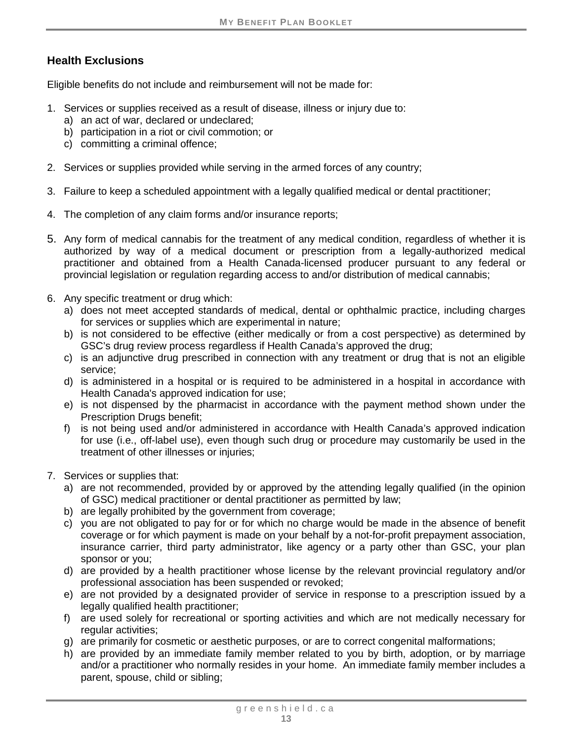## Health Exclusions

Eligible benefits do not include and reimbursement will not be made for:

1. Services or supplies received as a result of disease, illness or injury due to:
   a) an act of war, declared or undeclared;
   b) participation in a riot or civil commotion; or
   c) committing a criminal offence;

2. Services or supplies provided while serving in the armed forces of any country;

3. Failure to keep a scheduled appointment with a legally qualified medical or dental practitioner;

4. The completion of any claim forms and/or insurance reports;

5. Any form of medical cannabis for the treatment of any medical condition, regardless of whether it is authorized by way of a medical document or prescription from a legally-authorized medical practitioner and obtained from a Health Canada-licensed producer pursuant to any federal or provincial legislation or regulation regarding access to and/or distribution of medical cannabis;

6. Any specific treatment or drug which:
   a) does not meet accepted standards of medical, dental or ophthalmic practice, including charges for services or supplies which are experimental in nature;
   b) is not considered to be effective (either medically or from a cost perspective) as determined by GSC's drug review process regardless if Health Canada's approved the drug;
   c) is an adjunctive drug prescribed in connection with any treatment or drug that is not an eligible service;
   d) is administered in a hospital or is required to be administered in a hospital in accordance with Health Canada's approved indication for use;
   e) is not dispensed by the pharmacist in accordance with the payment method shown under the Prescription Drugs benefit;
   f) is not being used and/or administered in accordance with Health Canada's approved indication for use (i.e., off-label use), even though such drug or procedure may customarily be used in the treatment of other illnesses or injuries;

7. Services or supplies that:
   a) are not recommended, provided by or approved by the attending legally qualified (in the opinion of GSC) medical practitioner or dental practitioner as permitted by law;
   b) are legally prohibited by the government from coverage;
   c) you are not obligated to pay for or for which no charge would be made in the absence of benefit coverage or for which payment is made on your behalf by a not-for-profit prepayment association, insurance carrier, third party administrator, like agency or a party other than GSC, your plan sponsor or you;
   d) are provided by a health practitioner whose license by the relevant provincial regulatory and/or professional association has been suspended or revoked;
   e) are not provided by a designated provider of service in response to a prescription issued by a legally qualified health practitioner;
   f) are used solely for recreational or sporting activities and which are not medically necessary for regular activities;
   g) are primarily for cosmetic or aesthetic purposes, or are to correct congenital malformations;
   h) are provided by an immediate family member related to you by birth, adoption, or by marriage and/or a practitioner who normally resides in your home. An immediate family member includes a parent, spouse, child or sibling;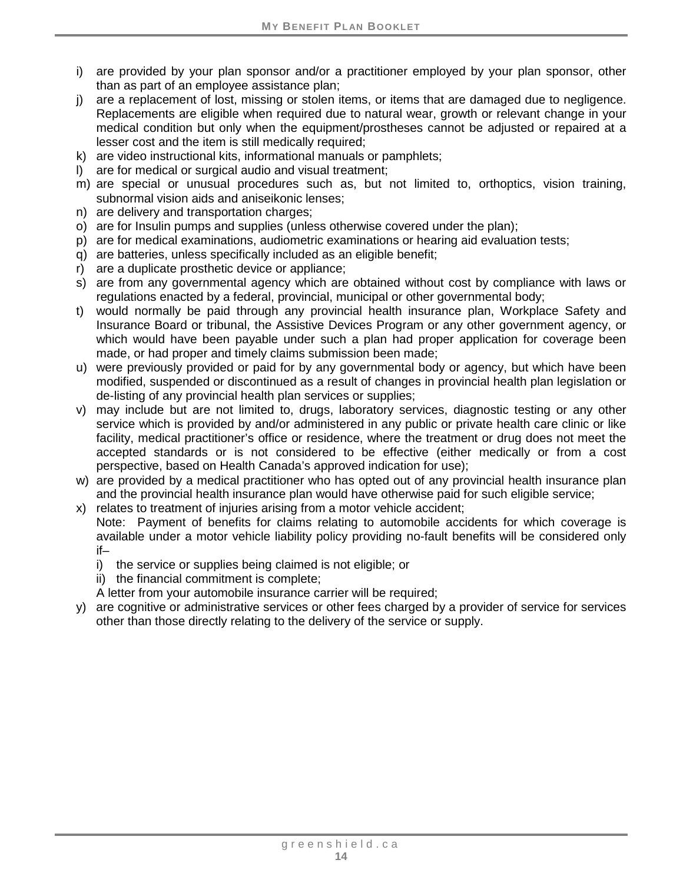i) are provided by your plan sponsor and/or a practitioner employed by your plan sponsor, other than as part of an employee assistance plan;
j) are a replacement of lost, missing or stolen items, or items that are damaged due to negligence. Replacements are eligible when required due to natural wear, growth or relevant change in your medical condition but only when the equipment/prostheses cannot be adjusted or repaired at a lesser cost and the item is still medically required;
k) are video instructional kits, informational manuals or pamphlets;
l) are for medical or surgical audio and visual treatment;
m) are special or unusual procedures such as, but not limited to, orthoptics, vision training, subnormal vision aids and aniseikonic lenses;
n) are delivery and transportation charges;
o) are for Insulin pumps and supplies (unless otherwise covered under the plan);
p) are for medical examinations, audiometric examinations or hearing aid evaluation tests;
q) are batteries, unless specifically included as an eligible benefit;
r) are a duplicate prosthetic device or appliance;
s) are from any governmental agency which are obtained without cost by compliance with laws or regulations enacted by a federal, provincial, municipal or other governmental body;
t) would normally be paid through any provincial health insurance plan, Workplace Safety and Insurance Board or tribunal, the Assistive Devices Program or any other government agency, or which would have been payable under such a plan had proper application for coverage been made, or had proper and timely claims submission been made;
u) were previously provided or paid for by any governmental body or agency, but which have been modified, suspended or discontinued as a result of changes in provincial health plan legislation or de-listing of any provincial health plan services or supplies;
v) may include but are not limited to, drugs, laboratory services, diagnostic testing or any other service which is provided by and/or administered in any public or private health care clinic or like facility, medical practitioner's office or residence, where the treatment or drug does not meet the accepted standards or is not considered to be effective (either medically or from a cost perspective, based on Health Canada's approved indication for use);
w) are provided by a medical practitioner who has opted out of any provincial health insurance plan and the provincial health insurance plan would have otherwise paid for such eligible service;
x) relates to treatment of injuries arising from a motor vehicle accident;
   Note: Payment of benefits for claims relating to automobile accidents for which coverage is available under a motor vehicle liability policy providing no-fault benefits will be considered only if–
   i) the service or supplies being claimed is not eligible; or
   ii) the financial commitment is complete;

   A letter from your automobile insurance carrier will be required;
y) are cognitive or administrative services or other fees charged by a provider of service for services other than those directly relating to the delivery of the service or supply.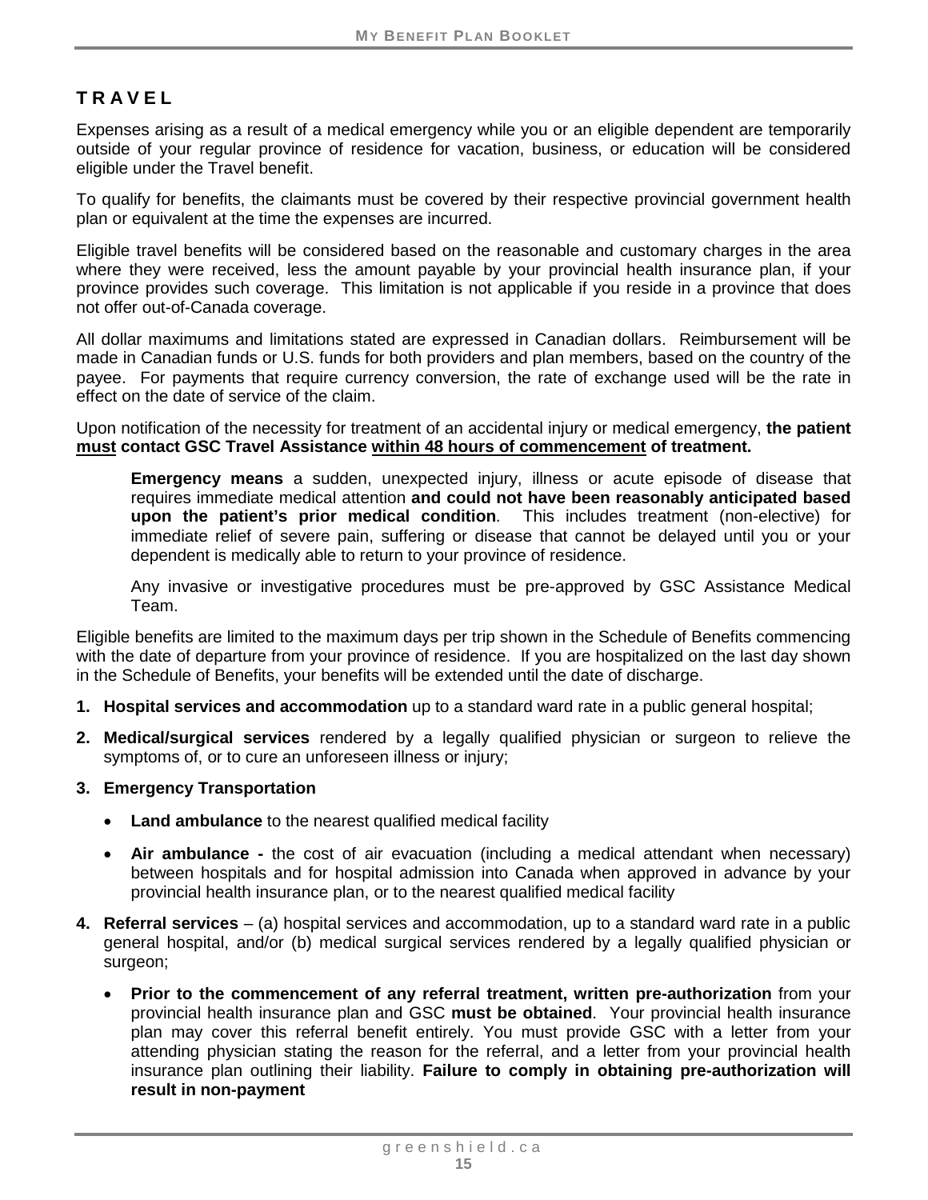## TRAVEL

Expenses arising as a result of a medical emergency while you or an eligible dependent are temporarily outside of your regular province of residence for vacation, business, or education will be considered eligible under the Travel benefit.

To qualify for benefits, the claimants must be covered by their respective provincial government health plan or equivalent at the time the expenses are incurred.

Eligible travel benefits will be considered based on the reasonable and customary charges in the area where they were received, less the amount payable by your provincial health insurance plan, if your province provides such coverage. This limitation is not applicable if you reside in a province that does not offer out-of-Canada coverage.

All dollar maximums and limitations stated are expressed in Canadian dollars. Reimbursement will be made in Canadian funds or U.S. funds for both providers and plan members, based on the country of the payee. For payments that require currency conversion, the rate of exchange used will be the rate in effect on the date of service of the claim.

Upon notification of the necessity for treatment of an accidental injury or medical emergency, **the patient <u>must</u> contact GSC Travel Assistance <u>within 48 hours of commencement</u> of treatment.**

> **Emergency means** a sudden, unexpected injury, illness or acute episode of disease that requires immediate medical attention **and could not have been reasonably anticipated based upon the patient's prior medical condition**. This includes treatment (non-elective) for immediate relief of severe pain, suffering or disease that cannot be delayed until you or your dependent is medically able to return to your province of residence.
>
> Any invasive or investigative procedures must be pre-approved by GSC Assistance Medical Team.

Eligible benefits are limited to the maximum days per trip shown in the Schedule of Benefits commencing with the date of departure from your province of residence. If you are hospitalized on the last day shown in the Schedule of Benefits, your benefits will be extended until the date of discharge.

1. **Hospital services and accommodation** up to a standard ward rate in a public general hospital;
2. **Medical/surgical services** rendered by a legally qualified physician or surgeon to relieve the symptoms of, or to cure an unforeseen illness or injury;
3. **Emergency Transportation**
   - **Land ambulance** to the nearest qualified medical facility
   - **Air ambulance -** the cost of air evacuation (including a medical attendant when necessary) between hospitals and for hospital admission into Canada when approved in advance by your provincial health insurance plan, or to the nearest qualified medical facility
4. **Referral services** – (a) hospital services and accommodation, up to a standard ward rate in a public general hospital, and/or (b) medical surgical services rendered by a legally qualified physician or surgeon;
   - **Prior to the commencement of any referral treatment, written pre-authorization** from your provincial health insurance plan and GSC **must be obtained**. Your provincial health insurance plan may cover this referral benefit entirely. You must provide GSC with a letter from your attending physician stating the reason for the referral, and a letter from your provincial health insurance plan outlining their liability. **Failure to comply in obtaining pre-authorization will result in non-payment**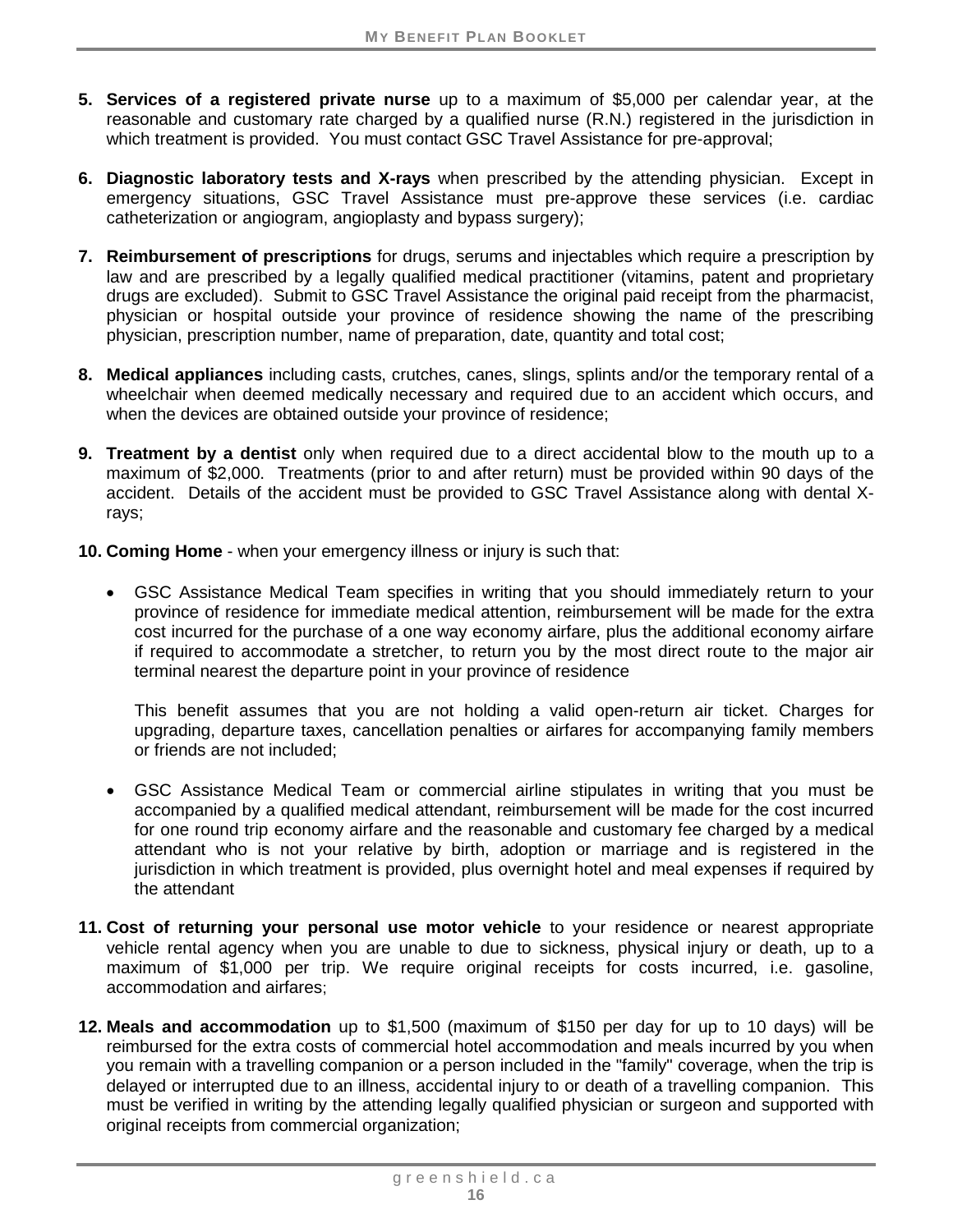5. **Services of a registered private nurse** up to a maximum of $5,000 per calendar year, at the reasonable and customary rate charged by a qualified nurse (R.N.) registered in the jurisdiction in which treatment is provided. You must contact GSC Travel Assistance for pre-approval;

6. **Diagnostic laboratory tests and X-rays** when prescribed by the attending physician. Except in emergency situations, GSC Travel Assistance must pre-approve these services (i.e. cardiac catheterization or angiogram, angioplasty and bypass surgery);

7. **Reimbursement of prescriptions** for drugs, serums and injectables which require a prescription by law and are prescribed by a legally qualified medical practitioner (vitamins, patent and proprietary drugs are excluded). Submit to GSC Travel Assistance the original paid receipt from the pharmacist, physician or hospital outside your province of residence showing the name of the prescribing physician, prescription number, name of preparation, date, quantity and total cost;

8. **Medical appliances** including casts, crutches, canes, slings, splints and/or the temporary rental of a wheelchair when deemed medically necessary and required due to an accident which occurs, and when the devices are obtained outside your province of residence;

9. **Treatment by a dentist** only when required due to a direct accidental blow to the mouth up to a maximum of $2,000. Treatments (prior to and after return) must be provided within 90 days of the accident. Details of the accident must be provided to GSC Travel Assistance along with dental X-rays;

10. **Coming Home** - when your emergency illness or injury is such that:

    - GSC Assistance Medical Team specifies in writing that you should immediately return to your province of residence for immediate medical attention, reimbursement will be made for the extra cost incurred for the purchase of a one way economy airfare, plus the additional economy airfare if required to accommodate a stretcher, to return you by the most direct route to the major air terminal nearest the departure point in your province of residence

      This benefit assumes that you are not holding a valid open-return air ticket. Charges for upgrading, departure taxes, cancellation penalties or airfares for accompanying family members or friends are not included;

    - GSC Assistance Medical Team or commercial airline stipulates in writing that you must be accompanied by a qualified medical attendant, reimbursement will be made for the cost incurred for one round trip economy airfare and the reasonable and customary fee charged by a medical attendant who is not your relative by birth, adoption or marriage and is registered in the jurisdiction in which treatment is provided, plus overnight hotel and meal expenses if required by the attendant

11. **Cost of returning your personal use motor vehicle** to your residence or nearest appropriate vehicle rental agency when you are unable to due to sickness, physical injury or death, up to a maximum of $1,000 per trip. We require original receipts for costs incurred, i.e. gasoline, accommodation and airfares;

12. **Meals and accommodation** up to $1,500 (maximum of $150 per day for up to 10 days) will be reimbursed for the extra costs of commercial hotel accommodation and meals incurred by you when you remain with a travelling companion or a person included in the "family" coverage, when the trip is delayed or interrupted due to an illness, accidental injury to or death of a travelling companion. This must be verified in writing by the attending legally qualified physician or surgeon and supported with original receipts from commercial organization;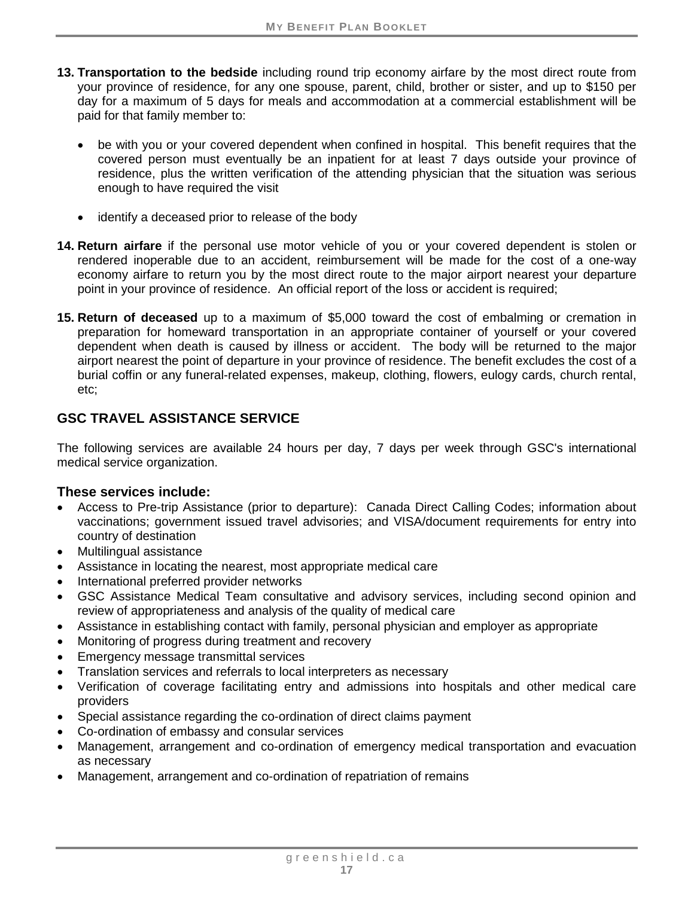13. **Transportation to the bedside** including round trip economy airfare by the most direct route from your province of residence, for any one spouse, parent, child, brother or sister, and up to $150 per day for a maximum of 5 days for meals and accommodation at a commercial establishment will be paid for that family member to:

    - be with you or your covered dependent when confined in hospital. This benefit requires that the covered person must eventually be an inpatient for at least 7 days outside your province of residence, plus the written verification of the attending physician that the situation was serious enough to have required the visit

    - identify a deceased prior to release of the body

14. **Return airfare** if the personal use motor vehicle of you or your covered dependent is stolen or rendered inoperable due to an accident, reimbursement will be made for the cost of a one-way economy airfare to return you by the most direct route to the major airport nearest your departure point in your province of residence. An official report of the loss or accident is required;

15. **Return of deceased** up to a maximum of $5,000 toward the cost of embalming or cremation in preparation for homeward transportation in an appropriate container of yourself or your covered dependent when death is caused by illness or accident. The body will be returned to the major airport nearest the point of departure in your province of residence. The benefit excludes the cost of a burial coffin or any funeral-related expenses, makeup, clothing, flowers, eulogy cards, church rental, etc;

## GSC TRAVEL ASSISTANCE SERVICE

The following services are available 24 hours per day, 7 days per week through GSC's international medical service organization.

### These services include:

- Access to Pre-trip Assistance (prior to departure): Canada Direct Calling Codes; information about vaccinations; government issued travel advisories; and VISA/document requirements for entry into country of destination
- Multilingual assistance
- Assistance in locating the nearest, most appropriate medical care
- International preferred provider networks
- GSC Assistance Medical Team consultative and advisory services, including second opinion and review of appropriateness and analysis of the quality of medical care
- Assistance in establishing contact with family, personal physician and employer as appropriate
- Monitoring of progress during treatment and recovery
- Emergency message transmittal services
- Translation services and referrals to local interpreters as necessary
- Verification of coverage facilitating entry and admissions into hospitals and other medical care providers
- Special assistance regarding the co-ordination of direct claims payment
- Co-ordination of embassy and consular services
- Management, arrangement and co-ordination of emergency medical transportation and evacuation as necessary
- Management, arrangement and co-ordination of repatriation of remains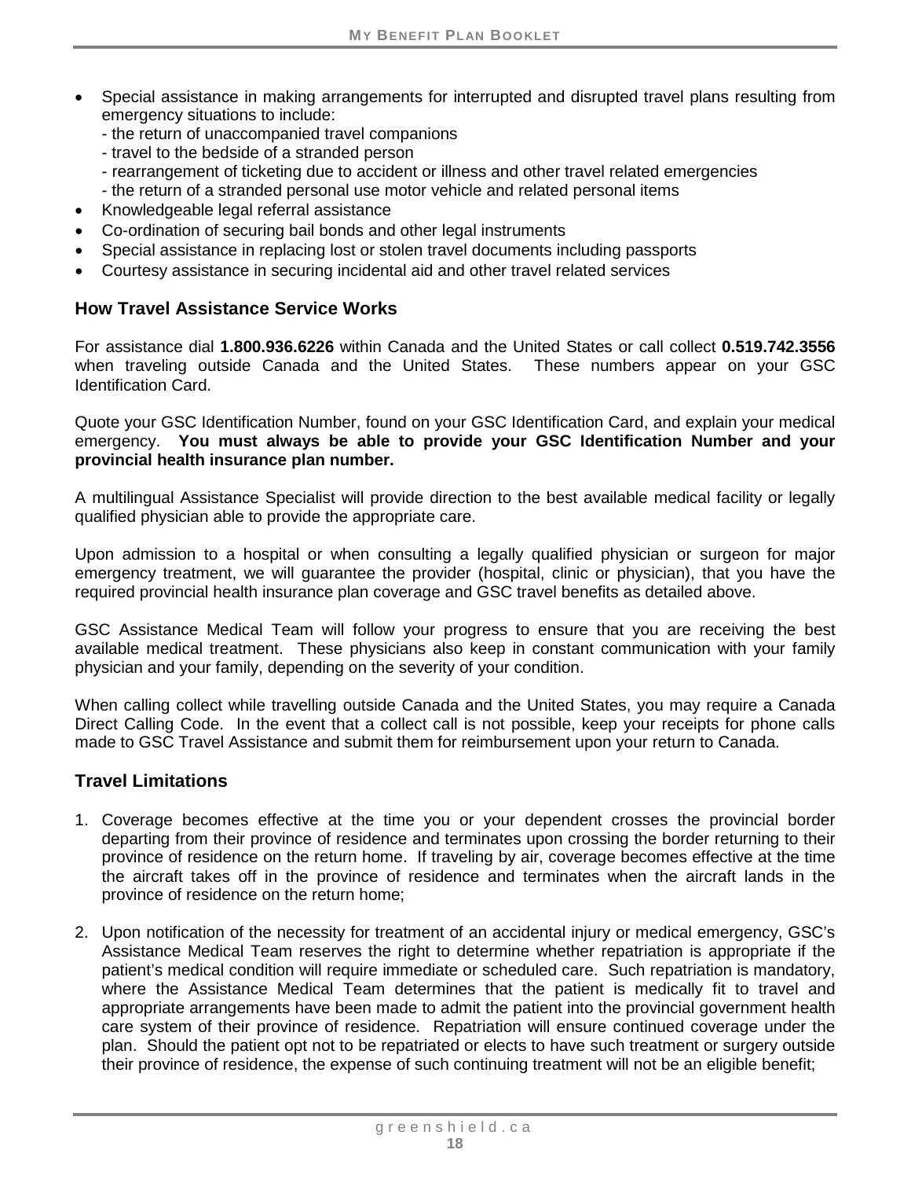- Special assistance in making arrangements for interrupted and disrupted travel plans resulting from emergency situations to include:
  - the return of unaccompanied travel companions
  - travel to the bedside of a stranded person
  - rearrangement of ticketing due to accident or illness and other travel related emergencies
  - the return of a stranded personal use motor vehicle and related personal items
- Knowledgeable legal referral assistance
- Co-ordination of securing bail bonds and other legal instruments
- Special assistance in replacing lost or stolen travel documents including passports
- Courtesy assistance in securing incidental aid and other travel related services

## How Travel Assistance Service Works

For assistance dial **1.800.936.6226** within Canada and the United States or call collect **0.519.742.3556** when traveling outside Canada and the United States. These numbers appear on your GSC Identification Card.

Quote your GSC Identification Number, found on your GSC Identification Card, and explain your medical emergency. **You must always be able to provide your GSC Identification Number and your provincial health insurance plan number.**

A multilingual Assistance Specialist will provide direction to the best available medical facility or legally qualified physician able to provide the appropriate care.

Upon admission to a hospital or when consulting a legally qualified physician or surgeon for major emergency treatment, we will guarantee the provider (hospital, clinic or physician), that you have the required provincial health insurance plan coverage and GSC travel benefits as detailed above.

GSC Assistance Medical Team will follow your progress to ensure that you are receiving the best available medical treatment. These physicians also keep in constant communication with your family physician and your family, depending on the severity of your condition.

When calling collect while travelling outside Canada and the United States, you may require a Canada Direct Calling Code. In the event that a collect call is not possible, keep your receipts for phone calls made to GSC Travel Assistance and submit them for reimbursement upon your return to Canada.

## Travel Limitations

1. Coverage becomes effective at the time you or your dependent crosses the provincial border departing from their province of residence and terminates upon crossing the border returning to their province of residence on the return home. If traveling by air, coverage becomes effective at the time the aircraft takes off in the province of residence and terminates when the aircraft lands in the province of residence on the return home;

2. Upon notification of the necessity for treatment of an accidental injury or medical emergency, GSC's Assistance Medical Team reserves the right to determine whether repatriation is appropriate if the patient's medical condition will require immediate or scheduled care. Such repatriation is mandatory, where the Assistance Medical Team determines that the patient is medically fit to travel and appropriate arrangements have been made to admit the patient into the provincial government health care system of their province of residence. Repatriation will ensure continued coverage under the plan. Should the patient opt not to be repatriated or elects to have such treatment or surgery outside their province of residence, the expense of such continuing treatment will not be an eligible benefit;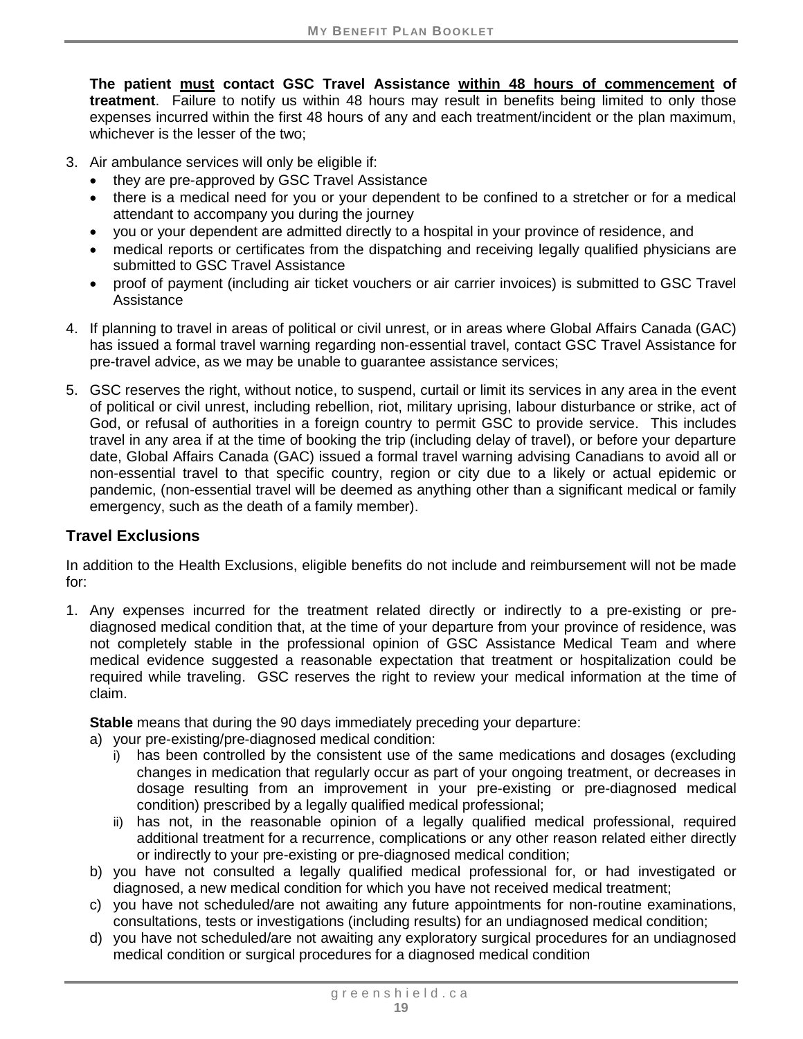**The patient must contact GSC Travel Assistance within 48 hours of commencement of treatment**. Failure to notify us within 48 hours may result in benefits being limited to only those expenses incurred within the first 48 hours of any and each treatment/incident or the plan maximum, whichever is the lesser of the two;

3. Air ambulance services will only be eligible if:
   - they are pre-approved by GSC Travel Assistance
   - there is a medical need for you or your dependent to be confined to a stretcher or for a medical attendant to accompany you during the journey
   - you or your dependent are admitted directly to a hospital in your province of residence, and
   - medical reports or certificates from the dispatching and receiving legally qualified physicians are submitted to GSC Travel Assistance
   - proof of payment (including air ticket vouchers or air carrier invoices) is submitted to GSC Travel Assistance
4. If planning to travel in areas of political or civil unrest, or in areas where Global Affairs Canada (GAC) has issued a formal travel warning regarding non-essential travel, contact GSC Travel Assistance for pre-travel advice, as we may be unable to guarantee assistance services;
5. GSC reserves the right, without notice, to suspend, curtail or limit its services in any area in the event of political or civil unrest, including rebellion, riot, military uprising, labour disturbance or strike, act of God, or refusal of authorities in a foreign country to permit GSC to provide service. This includes travel in any area if at the time of booking the trip (including delay of travel), or before your departure date, Global Affairs Canada (GAC) issued a formal travel warning advising Canadians to avoid all or non-essential travel to that specific country, region or city due to a likely or actual epidemic or pandemic, (non-essential travel will be deemed as anything other than a significant medical or family emergency, such as the death of a family member).

## Travel Exclusions

In addition to the Health Exclusions, eligible benefits do not include and reimbursement will not be made for:

1. Any expenses incurred for the treatment related directly or indirectly to a pre-existing or pre-diagnosed medical condition that, at the time of your departure from your province of residence, was not completely stable in the professional opinion of GSC Assistance Medical Team and where medical evidence suggested a reasonable expectation that treatment or hospitalization could be required while traveling. GSC reserves the right to review your medical information at the time of claim.

   **Stable** means that during the 90 days immediately preceding your departure:

   a) your pre-existing/pre-diagnosed medical condition:
      1. has been controlled by the consistent use of the same medications and dosages (excluding changes in medication that regularly occur as part of your ongoing treatment, or decreases in dosage resulting from an improvement in your pre-existing or pre-diagnosed medical condition) prescribed by a legally qualified medical professional;
      2. has not, in the reasonable opinion of a legally qualified medical professional, required additional treatment for a recurrence, complications or any other reason related either directly or indirectly to your pre-existing or pre-diagnosed medical condition;

   b) you have not consulted a legally qualified medical professional for, or had investigated or diagnosed, a new medical condition for which you have not received medical treatment;

   c) you have not scheduled/are not awaiting any future appointments for non-routine examinations, consultations, tests or investigations (including results) for an undiagnosed medical condition;

   d) you have not scheduled/are not awaiting any exploratory surgical procedures for an undiagnosed medical condition or surgical procedures for a diagnosed medical condition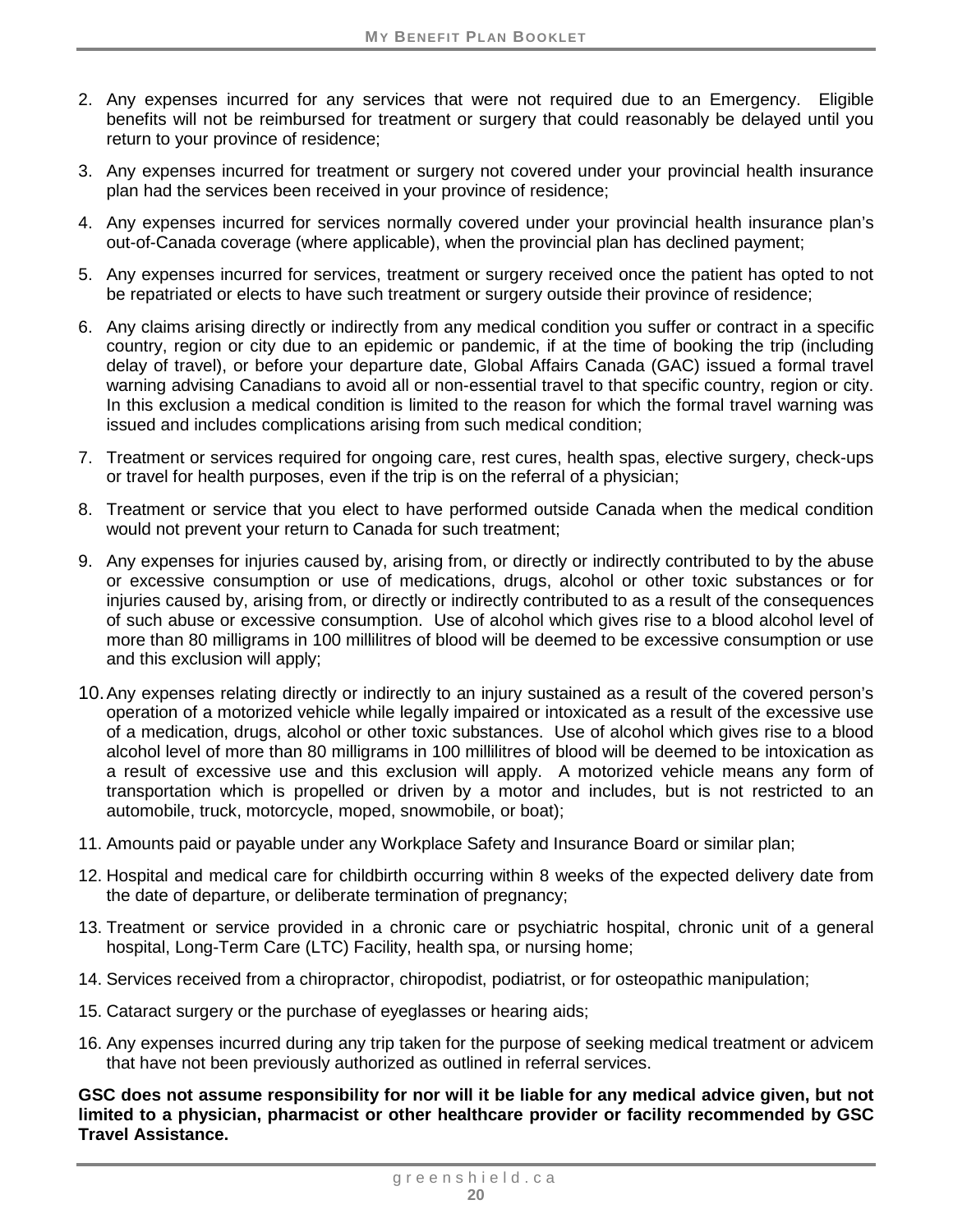2. Any expenses incurred for any services that were not required due to an Emergency. Eligible benefits will not be reimbursed for treatment or surgery that could reasonably be delayed until you return to your province of residence;
3. Any expenses incurred for treatment or surgery not covered under your provincial health insurance plan had the services been received in your province of residence;
4. Any expenses incurred for services normally covered under your provincial health insurance plan's out-of-Canada coverage (where applicable), when the provincial plan has declined payment;
5. Any expenses incurred for services, treatment or surgery received once the patient has opted to not be repatriated or elects to have such treatment or surgery outside their province of residence;
6. Any claims arising directly or indirectly from any medical condition you suffer or contract in a specific country, region or city due to an epidemic or pandemic, if at the time of booking the trip (including delay of travel), or before your departure date, Global Affairs Canada (GAC) issued a formal travel warning advising Canadians to avoid all or non-essential travel to that specific country, region or city. In this exclusion a medical condition is limited to the reason for which the formal travel warning was issued and includes complications arising from such medical condition;
7. Treatment or services required for ongoing care, rest cures, health spas, elective surgery, check-ups or travel for health purposes, even if the trip is on the referral of a physician;
8. Treatment or service that you elect to have performed outside Canada when the medical condition would not prevent your return to Canada for such treatment;
9. Any expenses for injuries caused by, arising from, or directly or indirectly contributed to by the abuse or excessive consumption or use of medications, drugs, alcohol or other toxic substances or for injuries caused by, arising from, or directly or indirectly contributed to as a result of the consequences of such abuse or excessive consumption. Use of alcohol which gives rise to a blood alcohol level of more than 80 milligrams in 100 millilitres of blood will be deemed to be excessive consumption or use and this exclusion will apply;
10. Any expenses relating directly or indirectly to an injury sustained as a result of the covered person's operation of a motorized vehicle while legally impaired or intoxicated as a result of the excessive use of a medication, drugs, alcohol or other toxic substances. Use of alcohol which gives rise to a blood alcohol level of more than 80 milligrams in 100 millilitres of blood will be deemed to be intoxication as a result of excessive use and this exclusion will apply. A motorized vehicle means any form of transportation which is propelled or driven by a motor and includes, but is not restricted to an automobile, truck, motorcycle, moped, snowmobile, or boat);
11. Amounts paid or payable under any Workplace Safety and Insurance Board or similar plan;
12. Hospital and medical care for childbirth occurring within 8 weeks of the expected delivery date from the date of departure, or deliberate termination of pregnancy;
13. Treatment or service provided in a chronic care or psychiatric hospital, chronic unit of a general hospital, Long-Term Care (LTC) Facility, health spa, or nursing home;
14. Services received from a chiropractor, chiropodist, podiatrist, or for osteopathic manipulation;
15. Cataract surgery or the purchase of eyeglasses or hearing aids;
16. Any expenses incurred during any trip taken for the purpose of seeking medical treatment or advicem that have not been previously authorized as outlined in referral services.

**GSC does not assume responsibility for nor will it be liable for any medical advice given, but not limited to a physician, pharmacist or other healthcare provider or facility recommended by GSC Travel Assistance.**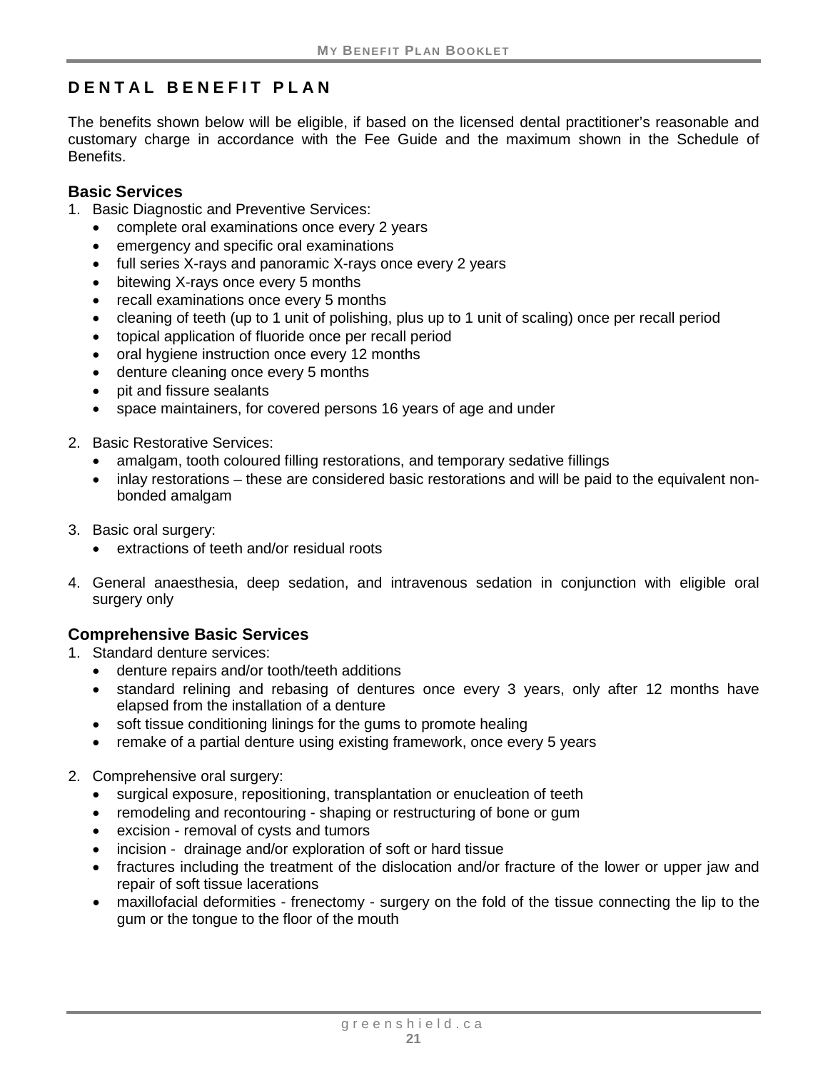## DENTAL BENEFIT PLAN

The benefits shown below will be eligible, if based on the licensed dental practitioner's reasonable and customary charge in accordance with the Fee Guide and the maximum shown in the Schedule of Benefits.

### Basic Services

1. Basic Diagnostic and Preventive Services:
   - complete oral examinations once every 2 years
   - emergency and specific oral examinations
   - full series X-rays and panoramic X-rays once every 2 years
   - bitewing X-rays once every 5 months
   - recall examinations once every 5 months
   - cleaning of teeth (up to 1 unit of polishing, plus up to 1 unit of scaling) once per recall period
   - topical application of fluoride once per recall period
   - oral hygiene instruction once every 12 months
   - denture cleaning once every 5 months
   - pit and fissure sealants
   - space maintainers, for covered persons 16 years of age and under

2. Basic Restorative Services:
   - amalgam, tooth coloured filling restorations, and temporary sedative fillings
   - inlay restorations – these are considered basic restorations and will be paid to the equivalent non-bonded amalgam

3. Basic oral surgery:
   - extractions of teeth and/or residual roots

4. General anaesthesia, deep sedation, and intravenous sedation in conjunction with eligible oral surgery only

### Comprehensive Basic Services

1. Standard denture services:
   - denture repairs and/or tooth/teeth additions
   - standard relining and rebasing of dentures once every 3 years, only after 12 months have elapsed from the installation of a denture
   - soft tissue conditioning linings for the gums to promote healing
   - remake of a partial denture using existing framework, once every 5 years

2. Comprehensive oral surgery:
   - surgical exposure, repositioning, transplantation or enucleation of teeth
   - remodeling and recontouring - shaping or restructuring of bone or gum
   - excision - removal of cysts and tumors
   - incision - drainage and/or exploration of soft or hard tissue
   - fractures including the treatment of the dislocation and/or fracture of the lower or upper jaw and repair of soft tissue lacerations
   - maxillofacial deformities - frenectomy - surgery on the fold of the tissue connecting the lip to the gum or the tongue to the floor of the mouth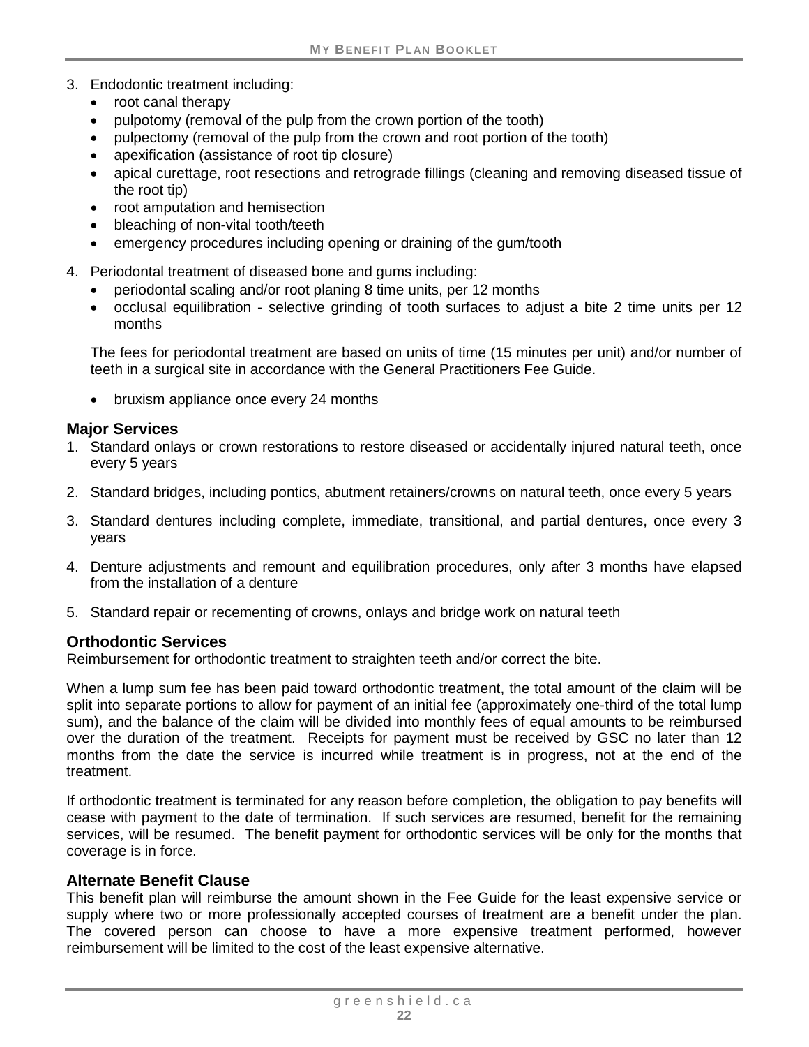3. Endodontic treatment including:
    - root canal therapy
    - pulpotomy (removal of the pulp from the crown portion of the tooth)
    - pulpectomy (removal of the pulp from the crown and root portion of the tooth)
    - apexification (assistance of root tip closure)
    - apical curettage, root resections and retrograde fillings (cleaning and removing diseased tissue of the root tip)
    - root amputation and hemisection
    - bleaching of non-vital tooth/teeth
    - emergency procedures including opening or draining of the gum/tooth

4. Periodontal treatment of diseased bone and gums including:
    - periodontal scaling and/or root planing 8 time units, per 12 months
    - occlusal equilibration - selective grinding of tooth surfaces to adjust a bite 2 time units per 12 months

    The fees for periodontal treatment are based on units of time (15 minutes per unit) and/or number of teeth in a surgical site in accordance with the General Practitioners Fee Guide.

    - bruxism appliance once every 24 months

### Major Services

1. Standard onlays or crown restorations to restore diseased or accidentally injured natural teeth, once every 5 years
2. Standard bridges, including pontics, abutment retainers/crowns on natural teeth, once every 5 years
3. Standard dentures including complete, immediate, transitional, and partial dentures, once every 3 years
4. Denture adjustments and remount and equilibration procedures, only after 3 months have elapsed from the installation of a denture
5. Standard repair or recementing of crowns, onlays and bridge work on natural teeth

### Orthodontic Services

Reimbursement for orthodontic treatment to straighten teeth and/or correct the bite.

When a lump sum fee has been paid toward orthodontic treatment, the total amount of the claim will be split into separate portions to allow for payment of an initial fee (approximately one-third of the total lump sum), and the balance of the claim will be divided into monthly fees of equal amounts to be reimbursed over the duration of the treatment. Receipts for payment must be received by GSC no later than 12 months from the date the service is incurred while treatment is in progress, not at the end of the treatment.

If orthodontic treatment is terminated for any reason before completion, the obligation to pay benefits will cease with payment to the date of termination. If such services are resumed, benefit for the remaining services, will be resumed. The benefit payment for orthodontic services will be only for the months that coverage is in force.

### Alternate Benefit Clause

This benefit plan will reimburse the amount shown in the Fee Guide for the least expensive service or supply where two or more professionally accepted courses of treatment are a benefit under the plan. The covered person can choose to have a more expensive treatment performed, however reimbursement will be limited to the cost of the least expensive alternative.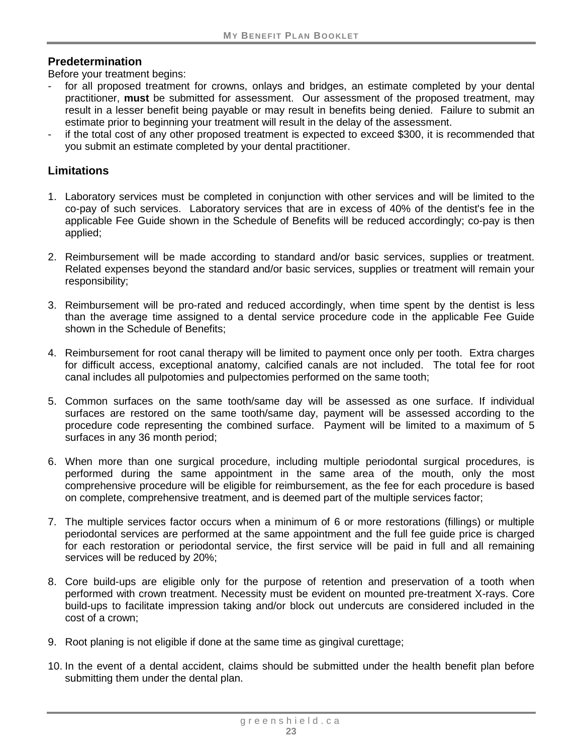## Predetermination

Before your treatment begins:

- for all proposed treatment for crowns, onlays and bridges, an estimate completed by your dental practitioner, **must** be submitted for assessment. Our assessment of the proposed treatment, may result in a lesser benefit being payable or may result in benefits being denied. Failure to submit an estimate prior to beginning your treatment will result in the delay of the assessment.
- if the total cost of any other proposed treatment is expected to exceed $300, it is recommended that you submit an estimate completed by your dental practitioner.

## Limitations

1. Laboratory services must be completed in conjunction with other services and will be limited to the co-pay of such services. Laboratory services that are in excess of 40% of the dentist's fee in the applicable Fee Guide shown in the Schedule of Benefits will be reduced accordingly; co-pay is then applied;

2. Reimbursement will be made according to standard and/or basic services, supplies or treatment. Related expenses beyond the standard and/or basic services, supplies or treatment will remain your responsibility;

3. Reimbursement will be pro-rated and reduced accordingly, when time spent by the dentist is less than the average time assigned to a dental service procedure code in the applicable Fee Guide shown in the Schedule of Benefits;

4. Reimbursement for root canal therapy will be limited to payment once only per tooth. Extra charges for difficult access, exceptional anatomy, calcified canals are not included. The total fee for root canal includes all pulpotomies and pulpectomies performed on the same tooth;

5. Common surfaces on the same tooth/same day will be assessed as one surface. If individual surfaces are restored on the same tooth/same day, payment will be assessed according to the procedure code representing the combined surface. Payment will be limited to a maximum of 5 surfaces in any 36 month period;

6. When more than one surgical procedure, including multiple periodontal surgical procedures, is performed during the same appointment in the same area of the mouth, only the most comprehensive procedure will be eligible for reimbursement, as the fee for each procedure is based on complete, comprehensive treatment, and is deemed part of the multiple services factor;

7. The multiple services factor occurs when a minimum of 6 or more restorations (fillings) or multiple periodontal services are performed at the same appointment and the full fee guide price is charged for each restoration or periodontal service, the first service will be paid in full and all remaining services will be reduced by 20%;

8. Core build-ups are eligible only for the purpose of retention and preservation of a tooth when performed with crown treatment. Necessity must be evident on mounted pre-treatment X-rays. Core build-ups to facilitate impression taking and/or block out undercuts are considered included in the cost of a crown;

9. Root planing is not eligible if done at the same time as gingival curettage;

10. In the event of a dental accident, claims should be submitted under the health benefit plan before submitting them under the dental plan.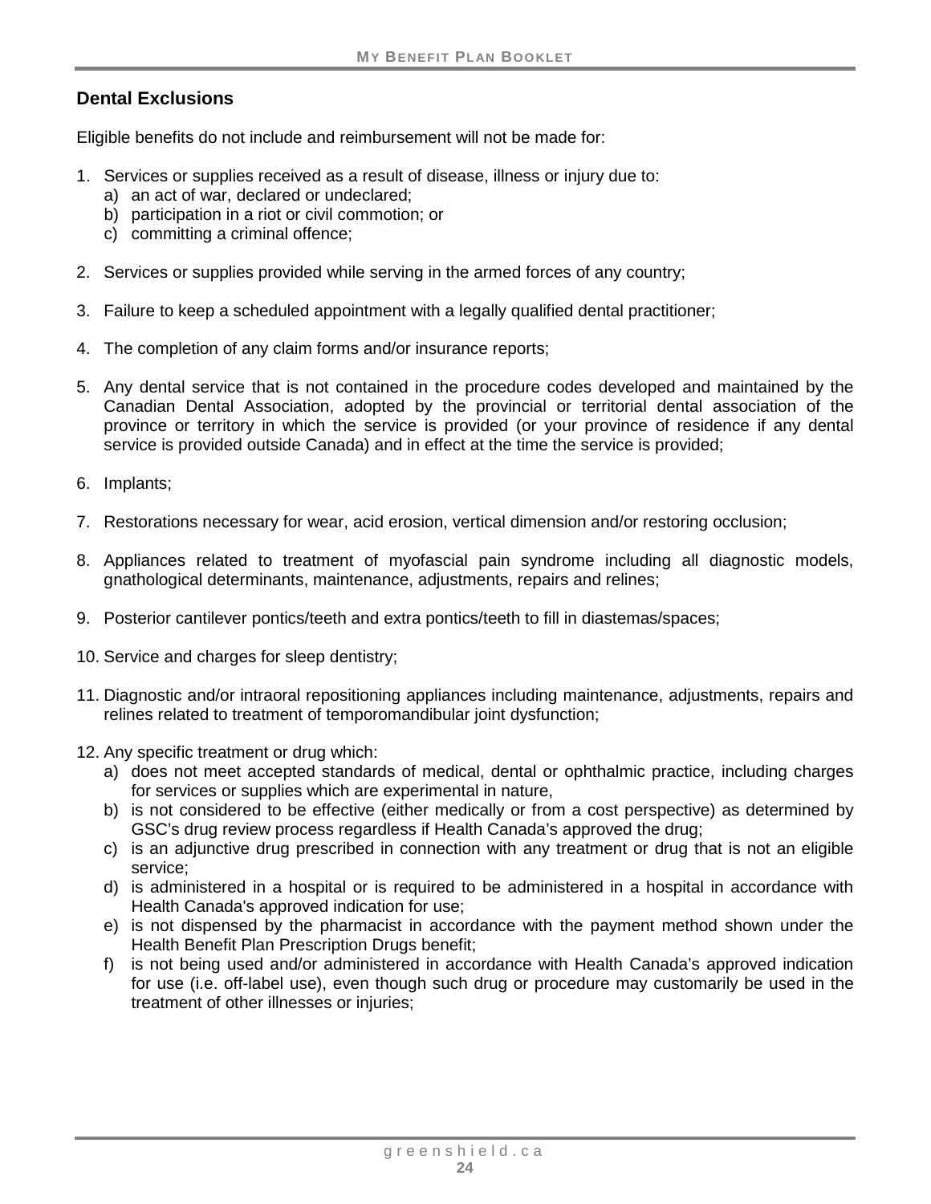## Dental Exclusions

Eligible benefits do not include and reimbursement will not be made for:

1. Services or supplies received as a result of disease, illness or injury due to:
   a) an act of war, declared or undeclared;
   b) participation in a riot or civil commotion; or
   c) committing a criminal offence;

2. Services or supplies provided while serving in the armed forces of any country;

3. Failure to keep a scheduled appointment with a legally qualified dental practitioner;

4. The completion of any claim forms and/or insurance reports;

5. Any dental service that is not contained in the procedure codes developed and maintained by the Canadian Dental Association, adopted by the provincial or territorial dental association of the province or territory in which the service is provided (or your province of residence if any dental service is provided outside Canada) and in effect at the time the service is provided;

6. Implants;

7. Restorations necessary for wear, acid erosion, vertical dimension and/or restoring occlusion;

8. Appliances related to treatment of myofascial pain syndrome including all diagnostic models, gnathological determinants, maintenance, adjustments, repairs and relines;

9. Posterior cantilever pontics/teeth and extra pontics/teeth to fill in diastemas/spaces;

10. Service and charges for sleep dentistry;

11. Diagnostic and/or intraoral repositioning appliances including maintenance, adjustments, repairs and relines related to treatment of temporomandibular joint dysfunction;

12. Any specific treatment or drug which:
    a) does not meet accepted standards of medical, dental or ophthalmic practice, including charges for services or supplies which are experimental in nature,
    b) is not considered to be effective (either medically or from a cost perspective) as determined by GSC's drug review process regardless if Health Canada's approved the drug;
    c) is an adjunctive drug prescribed in connection with any treatment or drug that is not an eligible service;
    d) is administered in a hospital or is required to be administered in a hospital in accordance with Health Canada's approved indication for use;
    e) is not dispensed by the pharmacist in accordance with the payment method shown under the Health Benefit Plan Prescription Drugs benefit;
    f) is not being used and/or administered in accordance with Health Canada's approved indication for use (i.e. off-label use), even though such drug or procedure may customarily be used in the treatment of other illnesses or injuries;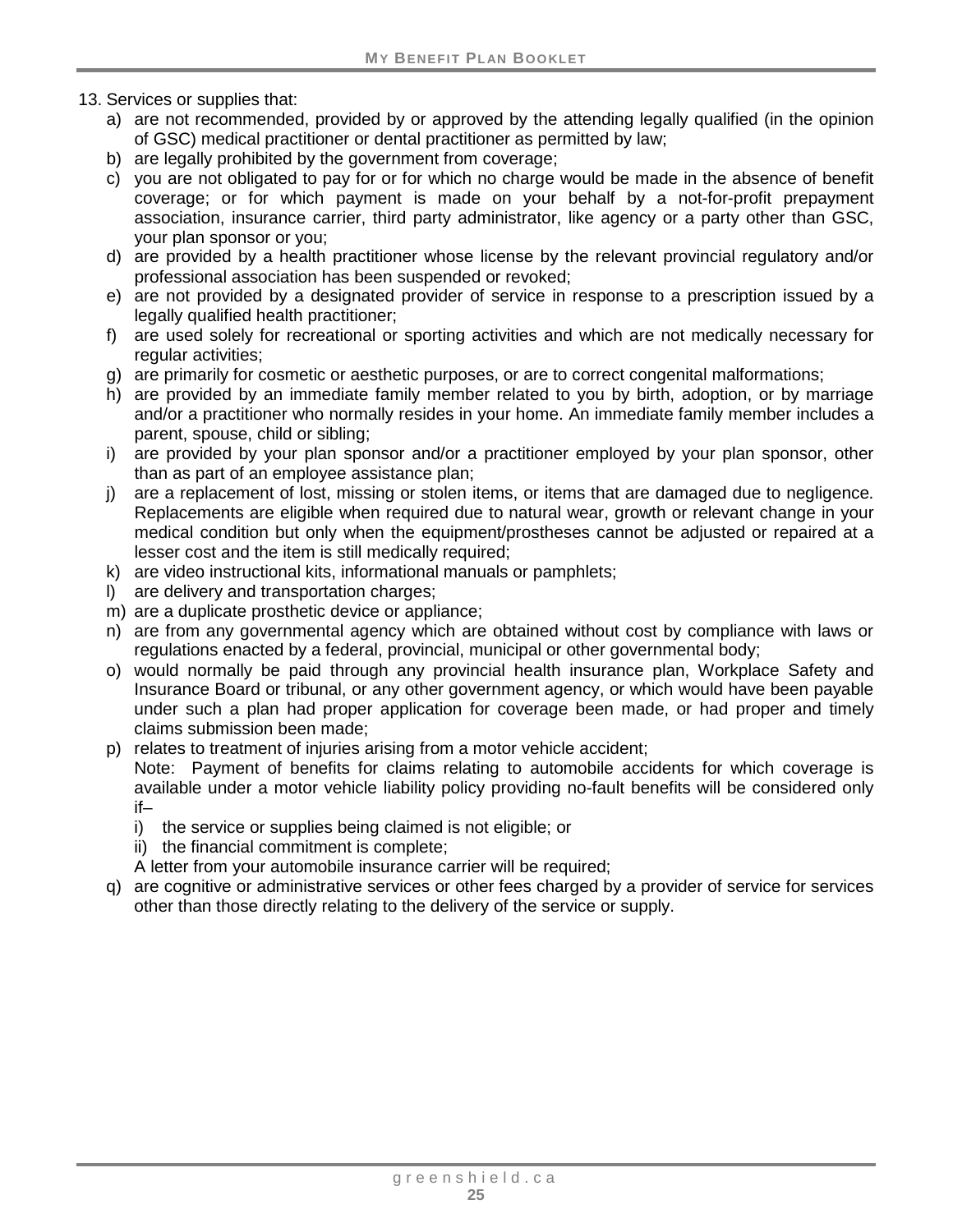13. Services or supplies that:
    a) are not recommended, provided by or approved by the attending legally qualified (in the opinion of GSC) medical practitioner or dental practitioner as permitted by law;
    b) are legally prohibited by the government from coverage;
    c) you are not obligated to pay for or for which no charge would be made in the absence of benefit coverage; or for which payment is made on your behalf by a not-for-profit prepayment association, insurance carrier, third party administrator, like agency or a party other than GSC, your plan sponsor or you;
    d) are provided by a health practitioner whose license by the relevant provincial regulatory and/or professional association has been suspended or revoked;
    e) are not provided by a designated provider of service in response to a prescription issued by a legally qualified health practitioner;
    f) are used solely for recreational or sporting activities and which are not medically necessary for regular activities;
    g) are primarily for cosmetic or aesthetic purposes, or are to correct congenital malformations;
    h) are provided by an immediate family member related to you by birth, adoption, or by marriage and/or a practitioner who normally resides in your home. An immediate family member includes a parent, spouse, child or sibling;
    i) are provided by your plan sponsor and/or a practitioner employed by your plan sponsor, other than as part of an employee assistance plan;
    j) are a replacement of lost, missing or stolen items, or items that are damaged due to negligence. Replacements are eligible when required due to natural wear, growth or relevant change in your medical condition but only when the equipment/prostheses cannot be adjusted or repaired at a lesser cost and the item is still medically required;
    k) are video instructional kits, informational manuals or pamphlets;
    l) are delivery and transportation charges;
    m) are a duplicate prosthetic device or appliance;
    n) are from any governmental agency which are obtained without cost by compliance with laws or regulations enacted by a federal, provincial, municipal or other governmental body;
    o) would normally be paid through any provincial health insurance plan, Workplace Safety and Insurance Board or tribunal, or any other government agency, or which would have been payable under such a plan had proper application for coverage been made, or had proper and timely claims submission been made;
    p) relates to treatment of injuries arising from a motor vehicle accident;
    Note: Payment of benefits for claims relating to automobile accidents for which coverage is available under a motor vehicle liability policy providing no-fault benefits will be considered only if–
        i) the service or supplies being claimed is not eligible; or
        ii) the financial commitment is complete;
    A letter from your automobile insurance carrier will be required;
    q) are cognitive or administrative services or other fees charged by a provider of service for services other than those directly relating to the delivery of the service or supply.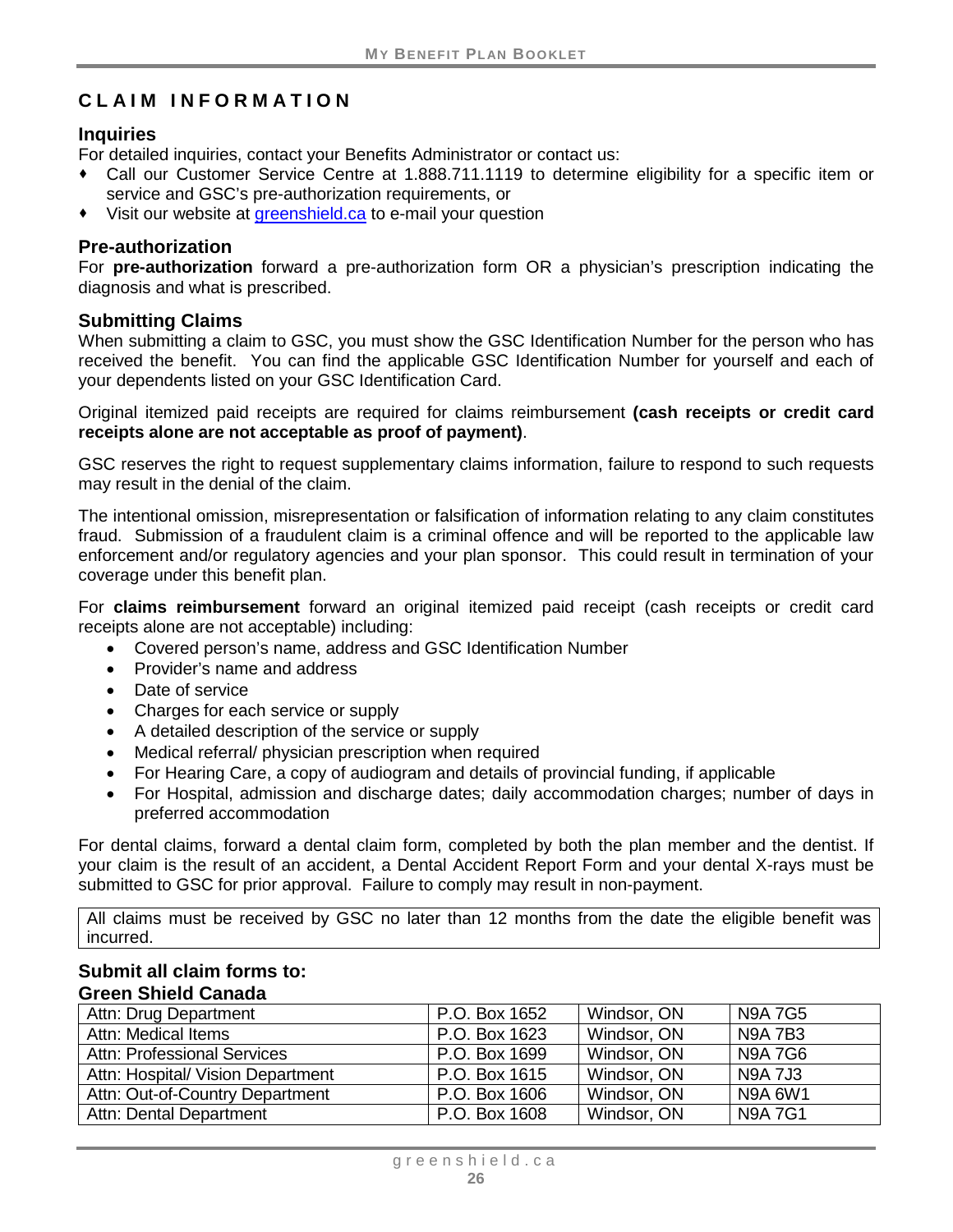## CLAIM INFORMATION

### Inquiries

For detailed inquiries, contact your Benefits Administrator or contact us:

- Call our Customer Service Centre at 1.888.711.1119 to determine eligibility for a specific item or service and GSC's pre-authorization requirements, or
- Visit our website at greenshield.ca to e-mail your question

### Pre-authorization

For **pre-authorization** forward a pre-authorization form OR a physician's prescription indicating the diagnosis and what is prescribed.

### Submitting Claims

When submitting a claim to GSC, you must show the GSC Identification Number for the person who has received the benefit. You can find the applicable GSC Identification Number for yourself and each of your dependents listed on your GSC Identification Card.

Original itemized paid receipts are required for claims reimbursement **(cash receipts or credit card receipts alone are not acceptable as proof of payment)**.

GSC reserves the right to request supplementary claims information, failure to respond to such requests may result in the denial of the claim.

The intentional omission, misrepresentation or falsification of information relating to any claim constitutes fraud. Submission of a fraudulent claim is a criminal offence and will be reported to the applicable law enforcement and/or regulatory agencies and your plan sponsor. This could result in termination of your coverage under this benefit plan.

For **claims reimbursement** forward an original itemized paid receipt (cash receipts or credit card receipts alone are not acceptable) including:

- Covered person's name, address and GSC Identification Number
- Provider's name and address
- Date of service
- Charges for each service or supply
- A detailed description of the service or supply
- Medical referral/ physician prescription when required
- For Hearing Care, a copy of audiogram and details of provincial funding, if applicable
- For Hospital, admission and discharge dates; daily accommodation charges; number of days in preferred accommodation

For dental claims, forward a dental claim form, completed by both the plan member and the dentist. If your claim is the result of an accident, a Dental Accident Report Form and your dental X-rays must be submitted to GSC for prior approval. Failure to comply may result in non-payment.

All claims must be received by GSC no later than 12 months from the date the eligible benefit was incurred.

### Submit all claim forms to:

**Green Shield Canada**

| | | | |
|---|---|---|---|
| Attn: Drug Department | P.O. Box 1652 | Windsor, ON | N9A 7G5 |
| Attn: Medical Items | P.O. Box 1623 | Windsor, ON | N9A 7B3 |
| Attn: Professional Services | P.O. Box 1699 | Windsor, ON | N9A 7G6 |
| Attn: Hospital/ Vision Department | P.O. Box 1615 | Windsor, ON | N9A 7J3 |
| Attn: Out-of-Country Department | P.O. Box 1606 | Windsor, ON | N9A 6W1 |
| Attn: Dental Department | P.O. Box 1608 | Windsor, ON | N9A 7G1 |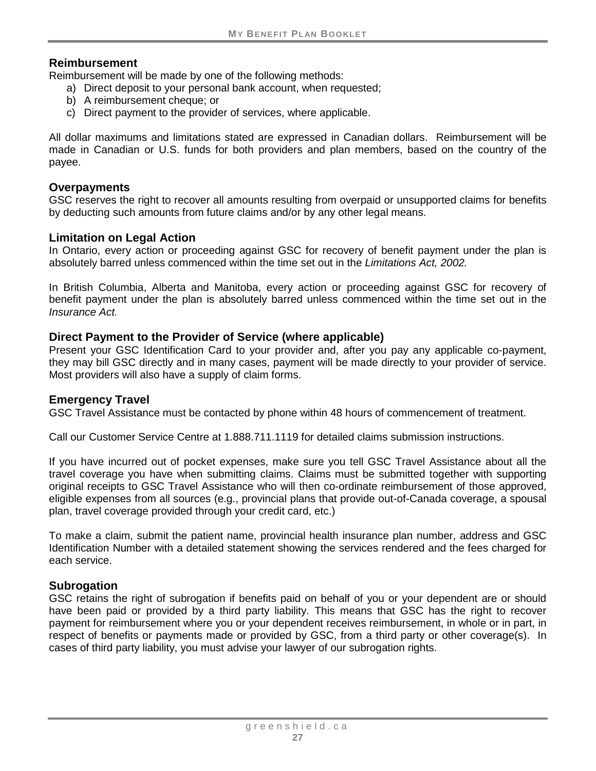## Reimbursement

Reimbursement will be made by one of the following methods:

a) Direct deposit to your personal bank account, when requested;
b) A reimbursement cheque; or
c) Direct payment to the provider of services, where applicable.

All dollar maximums and limitations stated are expressed in Canadian dollars. Reimbursement will be made in Canadian or U.S. funds for both providers and plan members, based on the country of the payee.

## Overpayments

GSC reserves the right to recover all amounts resulting from overpaid or unsupported claims for benefits by deducting such amounts from future claims and/or by any other legal means.

## Limitation on Legal Action

In Ontario, every action or proceeding against GSC for recovery of benefit payment under the plan is absolutely barred unless commenced within the time set out in the *Limitations Act, 2002.*

In British Columbia, Alberta and Manitoba, every action or proceeding against GSC for recovery of benefit payment under the plan is absolutely barred unless commenced within the time set out in the *Insurance Act.*

## Direct Payment to the Provider of Service (where applicable)

Present your GSC Identification Card to your provider and, after you pay any applicable co-payment, they may bill GSC directly and in many cases, payment will be made directly to your provider of service. Most providers will also have a supply of claim forms.

## Emergency Travel

GSC Travel Assistance must be contacted by phone within 48 hours of commencement of treatment.

Call our Customer Service Centre at 1.888.711.1119 for detailed claims submission instructions.

If you have incurred out of pocket expenses, make sure you tell GSC Travel Assistance about all the travel coverage you have when submitting claims. Claims must be submitted together with supporting original receipts to GSC Travel Assistance who will then co-ordinate reimbursement of those approved, eligible expenses from all sources (e.g., provincial plans that provide out-of-Canada coverage, a spousal plan, travel coverage provided through your credit card, etc.)

To make a claim, submit the patient name, provincial health insurance plan number, address and GSC Identification Number with a detailed statement showing the services rendered and the fees charged for each service.

## Subrogation

GSC retains the right of subrogation if benefits paid on behalf of you or your dependent are or should have been paid or provided by a third party liability. This means that GSC has the right to recover payment for reimbursement where you or your dependent receives reimbursement, in whole or in part, in respect of benefits or payments made or provided by GSC, from a third party or other coverage(s). In cases of third party liability, you must advise your lawyer of our subrogation rights.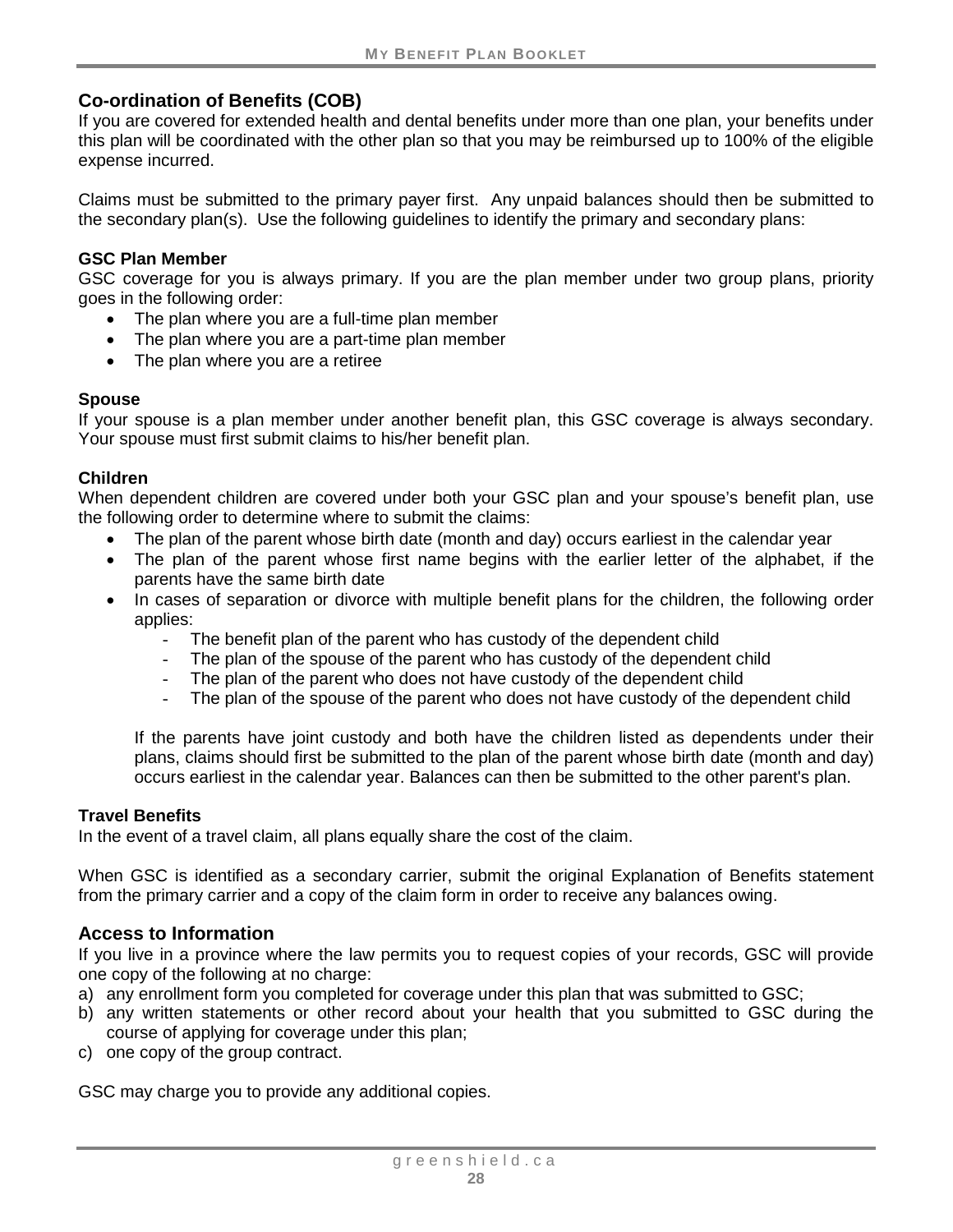## Co-ordination of Benefits (COB)

If you are covered for extended health and dental benefits under more than one plan, your benefits under this plan will be coordinated with the other plan so that you may be reimbursed up to 100% of the eligible expense incurred.

Claims must be submitted to the primary payer first. Any unpaid balances should then be submitted to the secondary plan(s). Use the following guidelines to identify the primary and secondary plans:

**GSC Plan Member**

GSC coverage for you is always primary. If you are the plan member under two group plans, priority goes in the following order:

- The plan where you are a full-time plan member
- The plan where you are a part-time plan member
- The plan where you are a retiree

**Spouse**

If your spouse is a plan member under another benefit plan, this GSC coverage is always secondary. Your spouse must first submit claims to his/her benefit plan.

**Children**

When dependent children are covered under both your GSC plan and your spouse's benefit plan, use the following order to determine where to submit the claims:

- The plan of the parent whose birth date (month and day) occurs earliest in the calendar year
- The plan of the parent whose first name begins with the earlier letter of the alphabet, if the parents have the same birth date
- In cases of separation or divorce with multiple benefit plans for the children, the following order applies:
  - The benefit plan of the parent who has custody of the dependent child
  - The plan of the spouse of the parent who has custody of the dependent child
  - The plan of the parent who does not have custody of the dependent child
  - The plan of the spouse of the parent who does not have custody of the dependent child

  If the parents have joint custody and both have the children listed as dependents under their plans, claims should first be submitted to the plan of the parent whose birth date (month and day) occurs earliest in the calendar year. Balances can then be submitted to the other parent's plan.

**Travel Benefits**

In the event of a travel claim, all plans equally share the cost of the claim.

When GSC is identified as a secondary carrier, submit the original Explanation of Benefits statement from the primary carrier and a copy of the claim form in order to receive any balances owing.

## Access to Information

If you live in a province where the law permits you to request copies of your records, GSC will provide one copy of the following at no charge:

a) any enrollment form you completed for coverage under this plan that was submitted to GSC;
b) any written statements or other record about your health that you submitted to GSC during the course of applying for coverage under this plan;
c) one copy of the group contract.

GSC may charge you to provide any additional copies.